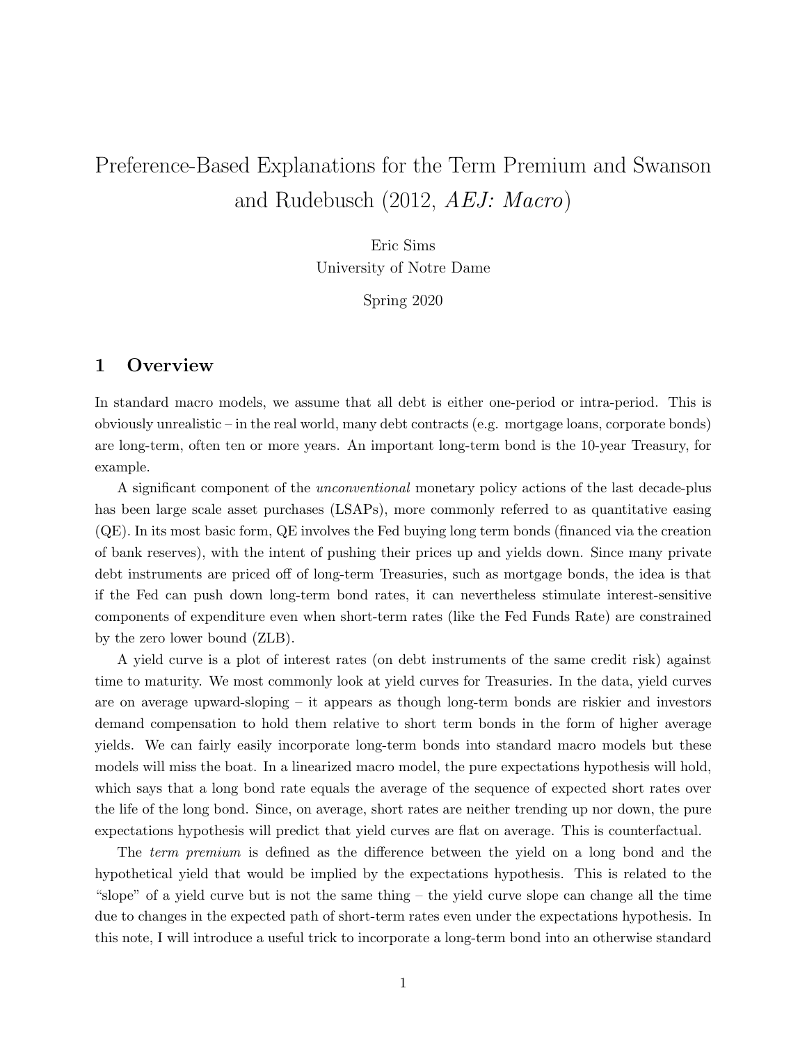# Preference-Based Explanations for the Term Premium and Swanson and Rudebusch (2012, *AEJ: Macro*)

Eric Sims
University of Notre Dame

Spring 2020

## 1 Overview

In standard macro models, we assume that all debt is either one-period or intra-period. This is obviously unrealistic – in the real world, many debt contracts (e.g. mortgage loans, corporate bonds) are long-term, often ten or more years. An important long-term bond is the 10-year Treasury, for example.

A significant component of the *unconventional* monetary policy actions of the last decade-plus has been large scale asset purchases (LSAPs), more commonly referred to as quantitative easing (QE). In its most basic form, QE involves the Fed buying long term bonds (financed via the creation of bank reserves), with the intent of pushing their prices up and yields down. Since many private debt instruments are priced off of long-term Treasuries, such as mortgage bonds, the idea is that if the Fed can push down long-term bond rates, it can nevertheless stimulate interest-sensitive components of expenditure even when short-term rates (like the Fed Funds Rate) are constrained by the zero lower bound (ZLB).

A yield curve is a plot of interest rates (on debt instruments of the same credit risk) against time to maturity. We most commonly look at yield curves for Treasuries. In the data, yield curves are on average upward-sloping – it appears as though long-term bonds are riskier and investors demand compensation to hold them relative to short term bonds in the form of higher average yields. We can fairly easily incorporate long-term bonds into standard macro models but these models will miss the boat. In a linearized macro model, the pure expectations hypothesis will hold, which says that a long bond rate equals the average of the sequence of expected short rates over the life of the long bond. Since, on average, short rates are neither trending up nor down, the pure expectations hypothesis will predict that yield curves are flat on average. This is counterfactual.

The *term premium* is defined as the difference between the yield on a long bond and the hypothetical yield that would be implied by the expectations hypothesis. This is related to the "slope" of a yield curve but is not the same thing – the yield curve slope can change all the time due to changes in the expected path of short-term rates even under the expectations hypothesis. In this note, I will introduce a useful trick to incorporate a long-term bond into an otherwise standard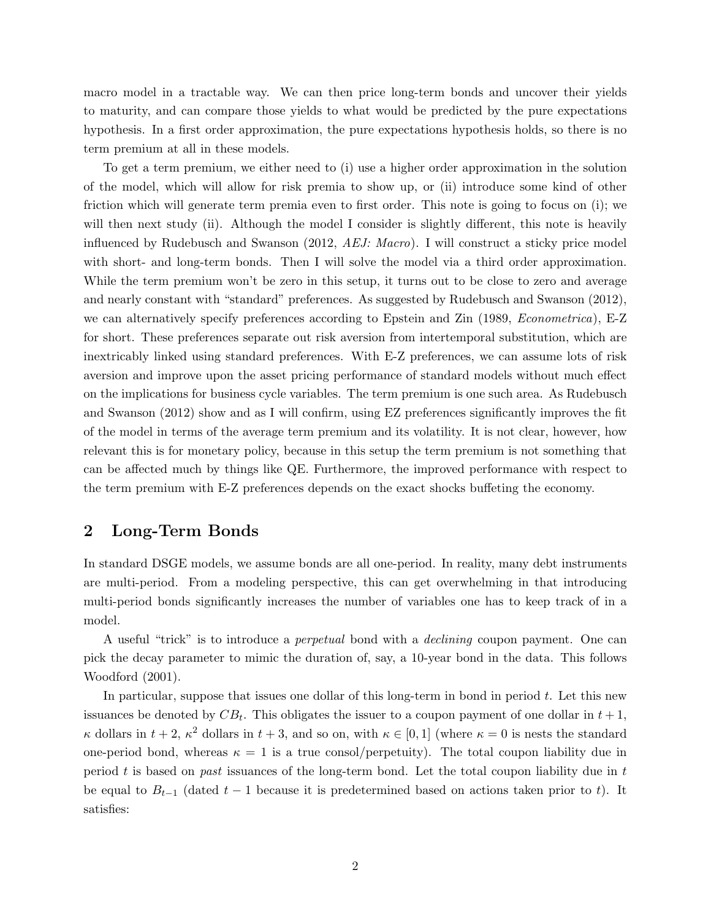macro model in a tractable way. We can then price long-term bonds and uncover their yields to maturity, and can compare those yields to what would be predicted by the pure expectations hypothesis. In a first order approximation, the pure expectations hypothesis holds, so there is no term premium at all in these models.

To get a term premium, we either need to (i) use a higher order approximation in the solution of the model, which will allow for risk premia to show up, or (ii) introduce some kind of other friction which will generate term premia even to first order. This note is going to focus on (i); we will then next study (ii). Although the model I consider is slightly different, this note is heavily influenced by Rudebusch and Swanson (2012, *AEJ: Macro*). I will construct a sticky price model with short- and long-term bonds. Then I will solve the model via a third order approximation. While the term premium won't be zero in this setup, it turns out to be close to zero and average and nearly constant with "standard" preferences. As suggested by Rudebusch and Swanson (2012), we can alternatively specify preferences according to Epstein and Zin (1989, *Econometrica*), E-Z for short. These preferences separate out risk aversion from intertemporal substitution, which are inextricably linked using standard preferences. With E-Z preferences, we can assume lots of risk aversion and improve upon the asset pricing performance of standard models without much effect on the implications for business cycle variables. The term premium is one such area. As Rudebusch and Swanson (2012) show and as I will confirm, using EZ preferences significantly improves the fit of the model in terms of the average term premium and its volatility. It is not clear, however, how relevant this is for monetary policy, because in this setup the term premium is not something that can be affected much by things like QE. Furthermore, the improved performance with respect to the term premium with E-Z preferences depends on the exact shocks buffeting the economy.

## 2 Long-Term Bonds

In standard DSGE models, we assume bonds are all one-period. In reality, many debt instruments are multi-period. From a modeling perspective, this can get overwhelming in that introducing multi-period bonds significantly increases the number of variables one has to keep track of in a model.

A useful "trick" is to introduce a *perpetual* bond with a *declining* coupon payment. One can pick the decay parameter to mimic the duration of, say, a 10-year bond in the data. This follows Woodford (2001).

In particular, suppose that issues one dollar of this long-term in bond in period $t$. Let this new issuances be denoted by $CB_t$. This obligates the issuer to a coupon payment of one dollar in $t+1$, $\kappa$ dollars in $t+2$, $\kappa^2$ dollars in $t+3$, and so on, with $\kappa \in [0,1]$ (where $\kappa = 0$ is nests the standard one-period bond, whereas $\kappa = 1$ is a true consol/perpetuity). The total coupon liability due in period $t$ is based on *past* issuances of the long-term bond. Let the total coupon liability due in $t$ be equal to $B_{t-1}$ (dated $t-1$ because it is predetermined based on actions taken prior to $t$). It satisfies: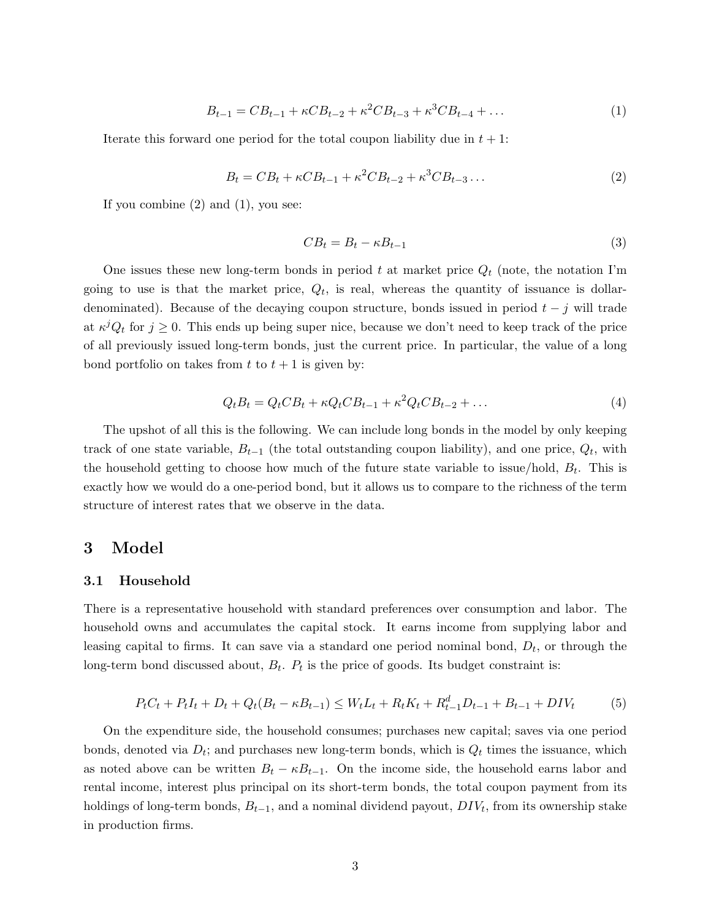$$B_{t-1} = CB_{t-1} + \kappa CB_{t-2} + \kappa^2 CB_{t-3} + \kappa^3 CB_{t-4} + \dots \tag{1}$$

Iterate this forward one period for the total coupon liability due in $t+1$:

$$B_t = CB_t + \kappa CB_{t-1} + \kappa^2 CB_{t-2} + \kappa^3 CB_{t-3} \dots \tag{2}$$

If you combine (2) and (1), you see:

$$CB_t = B_t - \kappa B_{t-1} \tag{3}$$

One issues these new long-term bonds in period $t$ at market price $Q_t$ (note, the notation I'm going to use is that the market price, $Q_t$, is real, whereas the quantity of issuance is dollar-denominated). Because of the decaying coupon structure, bonds issued in period $t-j$ will trade at $\kappa^j Q_t$ for $j \geq 0$. This ends up being super nice, because we don't need to keep track of the price of all previously issued long-term bonds, just the current price. In particular, the value of a long bond portfolio on takes from $t$ to $t+1$ is given by:

$$Q_t B_t = Q_t CB_t + \kappa Q_t CB_{t-1} + \kappa^2 Q_t CB_{t-2} + \dots \tag{4}$$

The upshot of all this is the following. We can include long bonds in the model by only keeping track of one state variable, $B_{t-1}$ (the total outstanding coupon liability), and one price, $Q_t$, with the household getting to choose how much of the future state variable to issue/hold, $B_t$. This is exactly how we would do a one-period bond, but it allows us to compare to the richness of the term structure of interest rates that we observe in the data.

# 3 Model

## 3.1 Household

There is a representative household with standard preferences over consumption and labor. The household owns and accumulates the capital stock. It earns income from supplying labor and leasing capital to firms. It can save via a standard one period nominal bond, $D_t$, or through the long-term bond discussed about, $B_t$. $P_t$ is the price of goods. Its budget constraint is:

$$P_t C_t + P_t I_t + D_t + Q_t(B_t - \kappa B_{t-1}) \leq W_t L_t + R_t K_t + R^d_{t-1} D_{t-1} + B_{t-1} + DIV_t \tag{5}$$

On the expenditure side, the household consumes; purchases new capital; saves via one period bonds, denoted via $D_t$; and purchases new long-term bonds, which is $Q_t$ times the issuance, which as noted above can be written $B_t - \kappa B_{t-1}$. On the income side, the household earns labor and rental income, interest plus principal on its short-term bonds, the total coupon payment from its holdings of long-term bonds, $B_{t-1}$, and a nominal dividend payout, $DIV_t$, from its ownership stake in production firms.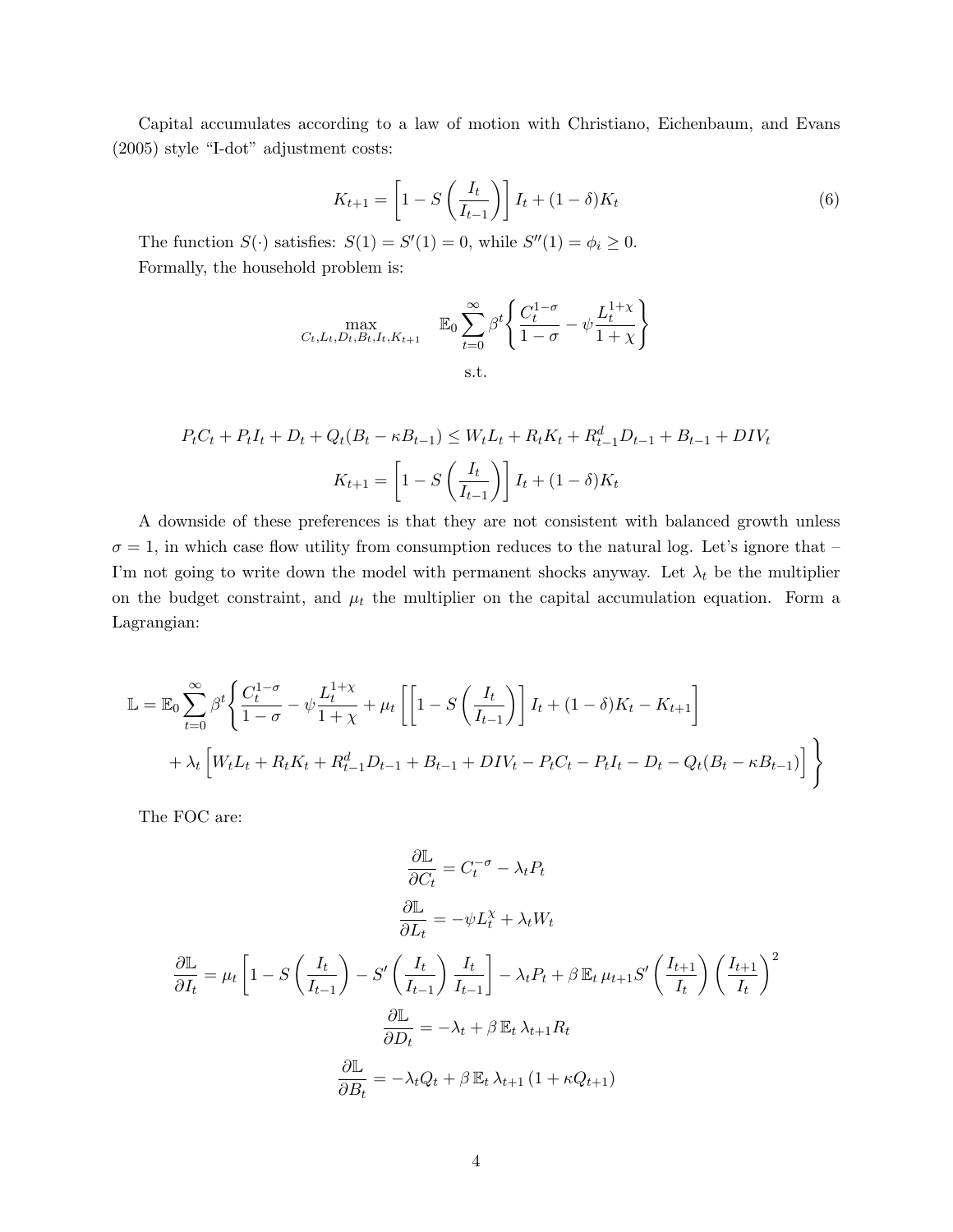Capital accumulates according to a law of motion with Christiano, Eichenbaum, and Evans (2005) style "I-dot" adjustment costs:

$$K_{t+1} = \left[1 - S\left(\frac{I_t}{I_{t-1}}\right)\right] I_t + (1-\delta)K_t \tag{6}$$

The function $S(\cdot)$ satisfies: $S(1) = S'(1) = 0$, while $S''(1) = \phi_i \geq 0$.

Formally, the household problem is:

$$\max_{C_t, L_t, D_t, B_t, I_t, K_{t+1}} \quad \mathbb{E}_0 \sum_{t=0}^{\infty} \beta^t \left\{ \frac{C_t^{1-\sigma}}{1-\sigma} - \psi \frac{L_t^{1+\chi}}{1+\chi} \right\}$$

s.t.

$$P_t C_t + P_t I_t + D_t + Q_t(B_t - \kappa B_{t-1}) \leq W_t L_t + R_t K_t + R_{t-1}^d D_{t-1} + B_{t-1} + DIV_t$$

$$K_{t+1} = \left[1 - S\left(\frac{I_t}{I_{t-1}}\right)\right] I_t + (1-\delta)K_t$$

A downside of these preferences is that they are not consistent with balanced growth unless $\sigma = 1$, in which case flow utility from consumption reduces to the natural log. Let's ignore that – I'm not going to write down the model with permanent shocks anyway. Let $\lambda_t$ be the multiplier on the budget constraint, and $\mu_t$ the multiplier on the capital accumulation equation. Form a Lagrangian:

$$\mathbb{L} = \mathbb{E}_0 \sum_{t=0}^{\infty} \beta^t \Bigg\{ \frac{C_t^{1-\sigma}}{1-\sigma} - \psi \frac{L_t^{1+\chi}}{1+\chi} + \mu_t \left[ \left[1 - S\left(\frac{I_t}{I_{t-1}}\right)\right] I_t + (1-\delta)K_t - K_{t+1} \right]$$
$$+ \lambda_t \Big[ W_t L_t + R_t K_t + R_{t-1}^d D_{t-1} + B_{t-1} + DIV_t - P_t C_t - P_t I_t - D_t - Q_t(B_t - \kappa B_{t-1}) \Big] \Bigg\}$$

The FOC are:

$$\frac{\partial \mathbb{L}}{\partial C_t} = C_t^{-\sigma} - \lambda_t P_t$$

$$\frac{\partial \mathbb{L}}{\partial L_t} = -\psi L_t^{\chi} + \lambda_t W_t$$

$$\frac{\partial \mathbb{L}}{\partial I_t} = \mu_t \left[ 1 - S\left(\frac{I_t}{I_{t-1}}\right) - S'\left(\frac{I_t}{I_{t-1}}\right) \frac{I_t}{I_{t-1}} \right] - \lambda_t P_t + \beta \, \mathbb{E}_t \, \mu_{t+1} S'\left(\frac{I_{t+1}}{I_t}\right) \left(\frac{I_{t+1}}{I_t}\right)^2$$

$$\frac{\partial \mathbb{L}}{\partial D_t} = -\lambda_t + \beta \, \mathbb{E}_t \, \lambda_{t+1} R_t$$

$$\frac{\partial \mathbb{L}}{\partial B_t} = -\lambda_t Q_t + \beta \, \mathbb{E}_t \, \lambda_{t+1} \left(1 + \kappa Q_{t+1}\right)$$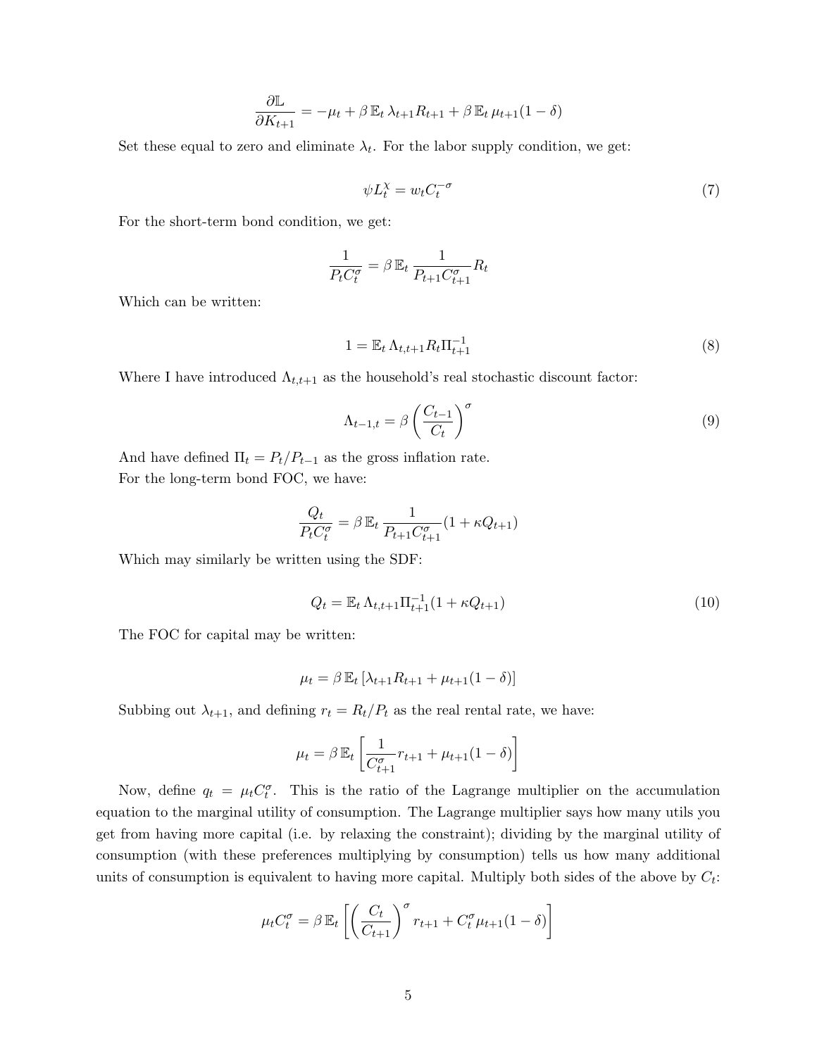$$\frac{\partial \mathbb{L}}{\partial K_{t+1}} = -\mu_t + \beta\,\mathbb{E}_t\,\lambda_{t+1}R_{t+1} + \beta\,\mathbb{E}_t\,\mu_{t+1}(1-\delta)$$

Set these equal to zero and eliminate $\lambda_t$. For the labor supply condition, we get:

$$\psi L_t^{\chi} = w_t C_t^{-\sigma} \tag{7}$$

For the short-term bond condition, we get:

$$\frac{1}{P_t C_t^{\sigma}} = \beta\,\mathbb{E}_t\,\frac{1}{P_{t+1}C_{t+1}^{\sigma}}R_t$$

Which can be written:

$$1 = \mathbb{E}_t\,\Lambda_{t,t+1}R_t\Pi_{t+1}^{-1} \tag{8}$$

Where I have introduced $\Lambda_{t,t+1}$ as the household's real stochastic discount factor:

$$\Lambda_{t-1,t} = \beta\left(\frac{C_{t-1}}{C_t}\right)^{\sigma} \tag{9}$$

And have defined $\Pi_t = P_t/P_{t-1}$ as the gross inflation rate.

For the long-term bond FOC, we have:

$$\frac{Q_t}{P_t C_t^{\sigma}} = \beta\,\mathbb{E}_t\,\frac{1}{P_{t+1}C_{t+1}^{\sigma}}(1+\kappa Q_{t+1})$$

Which may similarly be written using the SDF:

$$Q_t = \mathbb{E}_t\,\Lambda_{t,t+1}\Pi_{t+1}^{-1}(1+\kappa Q_{t+1}) \tag{10}$$

The FOC for capital may be written:

$$\mu_t = \beta\,\mathbb{E}_t\left[\lambda_{t+1}R_{t+1} + \mu_{t+1}(1-\delta)\right]$$

Subbing out $\lambda_{t+1}$, and defining $r_t = R_t/P_t$ as the real rental rate, we have:

$$\mu_t = \beta\,\mathbb{E}_t\left[\frac{1}{C_{t+1}^{\sigma}}r_{t+1} + \mu_{t+1}(1-\delta)\right]$$

Now, define $q_t = \mu_t C_t^{\sigma}$. This is the ratio of the Lagrange multiplier on the accumulation equation to the marginal utility of consumption. The Lagrange multiplier says how many utils you get from having more capital (i.e. by relaxing the constraint); dividing by the marginal utility of consumption (with these preferences multiplying by consumption) tells us how many additional units of consumption is equivalent to having more capital. Multiply both sides of the above by $C_t$:

$$\mu_t C_t^{\sigma} = \beta\,\mathbb{E}_t\left[\left(\frac{C_t}{C_{t+1}}\right)^{\sigma} r_{t+1} + C_t^{\sigma}\mu_{t+1}(1-\delta)\right]$$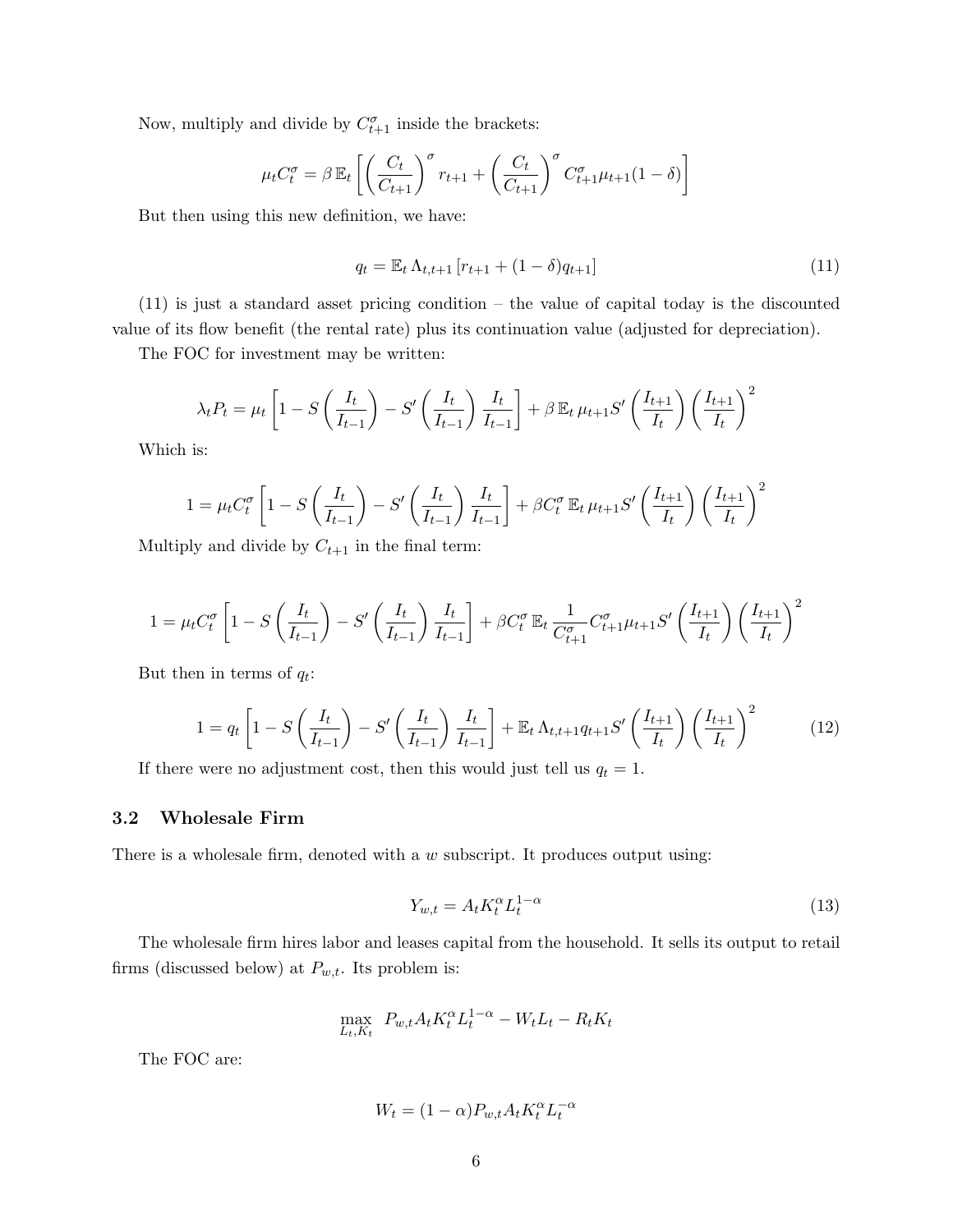Now, multiply and divide by $C_{t+1}^{\sigma}$ inside the brackets:

$$\mu_t C_t^{\sigma} = \beta\, \mathbb{E}_t \left[ \left(\frac{C_t}{C_{t+1}}\right)^{\sigma} r_{t+1} + \left(\frac{C_t}{C_{t+1}}\right)^{\sigma} C_{t+1}^{\sigma} \mu_{t+1}(1-\delta) \right]$$

But then using this new definition, we have:

$$q_t = \mathbb{E}_t\, \Lambda_{t,t+1} \left[ r_{t+1} + (1-\delta) q_{t+1} \right] \tag{11}$$

(11) is just a standard asset pricing condition – the value of capital today is the discounted value of its flow benefit (the rental rate) plus its continuation value (adjusted for depreciation).

The FOC for investment may be written:

$$\lambda_t P_t = \mu_t \left[ 1 - S\left(\frac{I_t}{I_{t-1}}\right) - S'\left(\frac{I_t}{I_{t-1}}\right) \frac{I_t}{I_{t-1}} \right] + \beta\, \mathbb{E}_t\, \mu_{t+1} S'\left(\frac{I_{t+1}}{I_t}\right) \left(\frac{I_{t+1}}{I_t}\right)^2$$

Which is:

$$1 = \mu_t C_t^{\sigma} \left[ 1 - S\left(\frac{I_t}{I_{t-1}}\right) - S'\left(\frac{I_t}{I_{t-1}}\right) \frac{I_t}{I_{t-1}} \right] + \beta C_t^{\sigma}\, \mathbb{E}_t\, \mu_{t+1} S'\left(\frac{I_{t+1}}{I_t}\right) \left(\frac{I_{t+1}}{I_t}\right)^2$$

Multiply and divide by $C_{t+1}$ in the final term:

$$1 = \mu_t C_t^{\sigma} \left[ 1 - S\left(\frac{I_t}{I_{t-1}}\right) - S'\left(\frac{I_t}{I_{t-1}}\right) \frac{I_t}{I_{t-1}} \right] + \beta C_t^{\sigma}\, \mathbb{E}_t\, \frac{1}{C_{t+1}^{\sigma}} C_{t+1}^{\sigma} \mu_{t+1} S'\left(\frac{I_{t+1}}{I_t}\right) \left(\frac{I_{t+1}}{I_t}\right)^2$$

But then in terms of $q_t$:

$$1 = q_t \left[ 1 - S\left(\frac{I_t}{I_{t-1}}\right) - S'\left(\frac{I_t}{I_{t-1}}\right) \frac{I_t}{I_{t-1}} \right] + \mathbb{E}_t\, \Lambda_{t,t+1} q_{t+1} S'\left(\frac{I_{t+1}}{I_t}\right) \left(\frac{I_{t+1}}{I_t}\right)^2 \tag{12}$$

If there were no adjustment cost, then this would just tell us $q_t = 1$.

### 3.2 Wholesale Firm

There is a wholesale firm, denoted with a $w$ subscript. It produces output using:

$$Y_{w,t} = A_t K_t^{\alpha} L_t^{1-\alpha} \tag{13}$$

The wholesale firm hires labor and leases capital from the household. It sells its output to retail firms (discussed below) at $P_{w,t}$. Its problem is:

$$\max_{L_t, K_t} \; P_{w,t} A_t K_t^{\alpha} L_t^{1-\alpha} - W_t L_t - R_t K_t$$

The FOC are:

$$W_t = (1-\alpha) P_{w,t} A_t K_t^{\alpha} L_t^{-\alpha}$$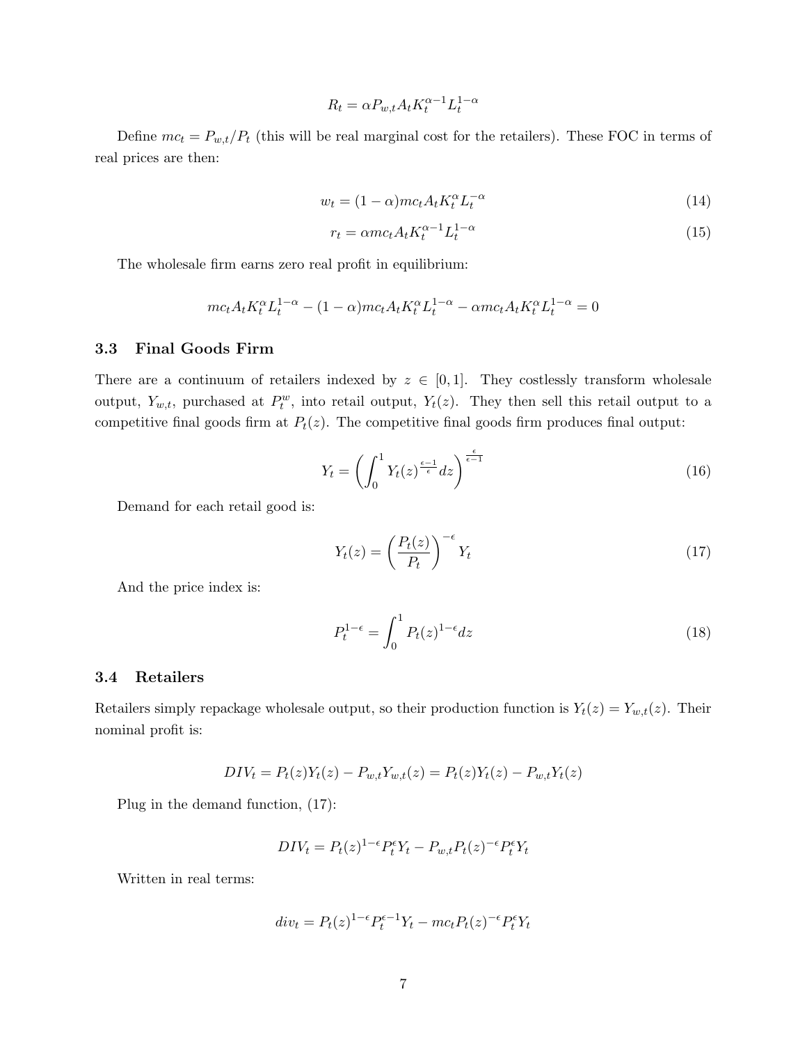$$R_t = \alpha P_{w,t} A_t K_t^{\alpha-1} L_t^{1-\alpha}$$

Define $mc_t = P_{w,t}/P_t$ (this will be real marginal cost for the retailers). These FOC in terms of real prices are then:

$$w_t = (1-\alpha) mc_t A_t K_t^{\alpha} L_t^{-\alpha} \tag{14}$$

$$r_t = \alpha mc_t A_t K_t^{\alpha-1} L_t^{1-\alpha} \tag{15}$$

The wholesale firm earns zero real profit in equilibrium:

$$mc_t A_t K_t^{\alpha} L_t^{1-\alpha} - (1-\alpha) mc_t A_t K_t^{\alpha} L_t^{1-\alpha} - \alpha mc_t A_t K_t^{\alpha} L_t^{1-\alpha} = 0$$

### 3.3 Final Goods Firm

There are a continuum of retailers indexed by $z \in [0,1]$. They costlessly transform wholesale output, $Y_{w,t}$, purchased at $P_t^w$, into retail output, $Y_t(z)$. They then sell this retail output to a competitive final goods firm at $P_t(z)$. The competitive final goods firm produces final output:

$$Y_t = \left( \int_0^1 Y_t(z)^{\frac{\epsilon-1}{\epsilon}} dz \right)^{\frac{\epsilon}{\epsilon-1}} \tag{16}$$

Demand for each retail good is:

$$Y_t(z) = \left( \frac{P_t(z)}{P_t} \right)^{-\epsilon} Y_t \tag{17}$$

And the price index is:

$$P_t^{1-\epsilon} = \int_0^1 P_t(z)^{1-\epsilon} dz \tag{18}$$

### 3.4 Retailers

Retailers simply repackage wholesale output, so their production function is $Y_t(z) = Y_{w,t}(z)$. Their nominal profit is:

$$DIV_t = P_t(z) Y_t(z) - P_{w,t} Y_{w,t}(z) = P_t(z) Y_t(z) - P_{w,t} Y_t(z)$$

Plug in the demand function, (17):

$$DIV_t = P_t(z)^{1-\epsilon} P_t^{\epsilon} Y_t - P_{w,t} P_t(z)^{-\epsilon} P_t^{\epsilon} Y_t$$

Written in real terms:

$$div_t = P_t(z)^{1-\epsilon} P_t^{\epsilon-1} Y_t - mc_t P_t(z)^{-\epsilon} P_t^{\epsilon} Y_t$$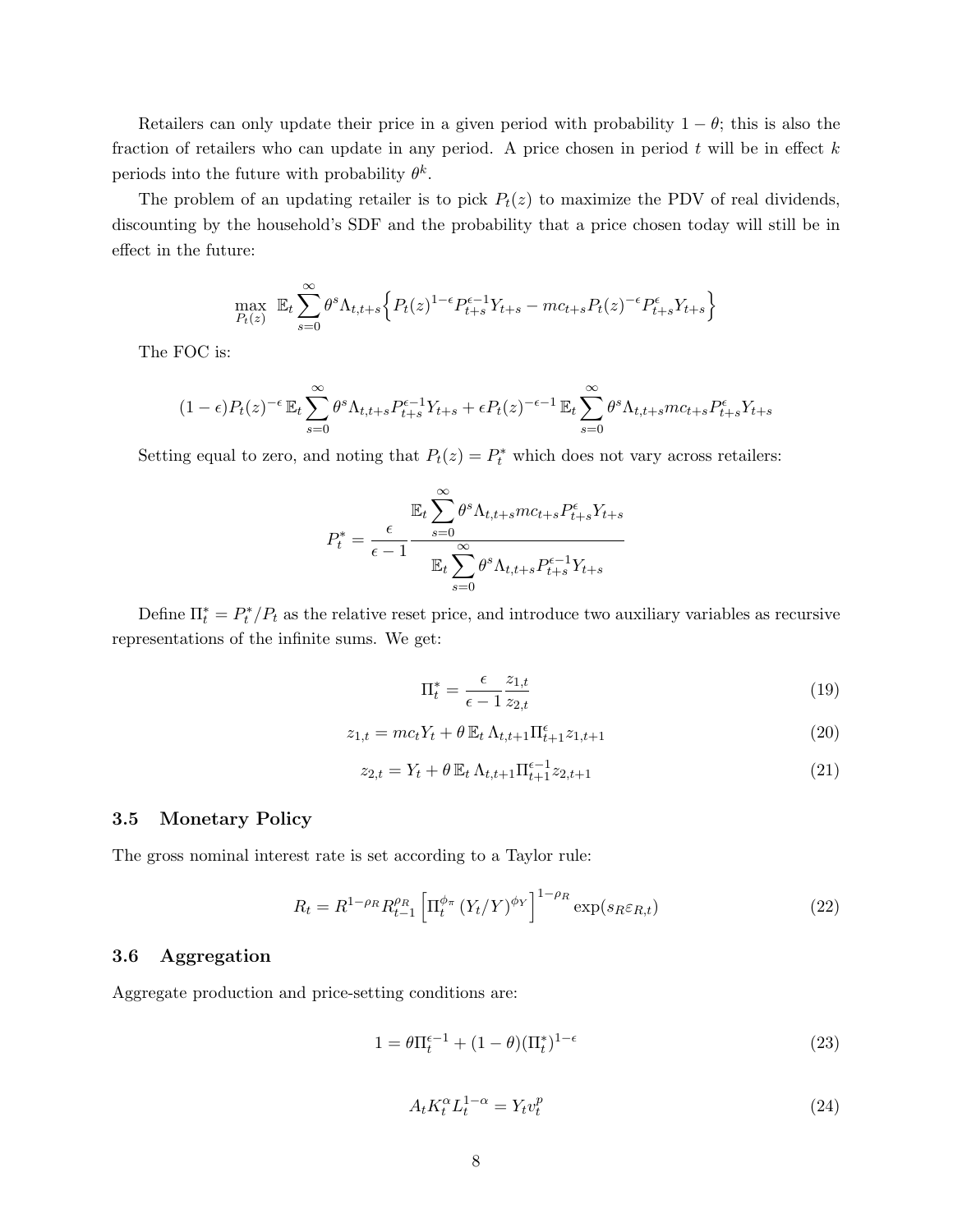Retailers can only update their price in a given period with probability $1-\theta$; this is also the fraction of retailers who can update in any period. A price chosen in period $t$ will be in effect $k$ periods into the future with probability $\theta^k$.

The problem of an updating retailer is to pick $P_t(z)$ to maximize the PDV of real dividends, discounting by the household's SDF and the probability that a price chosen today will still be in effect in the future:

$$\max_{P_t(z)} \ \mathbb{E}_t \sum_{s=0}^{\infty} \theta^s \Lambda_{t,t+s} \Big\{ P_t(z)^{1-\epsilon} P_{t+s}^{\epsilon-1} Y_{t+s} - mc_{t+s} P_t(z)^{-\epsilon} P_{t+s}^{\epsilon} Y_{t+s} \Big\}$$

The FOC is:

$$(1-\epsilon) P_t(z)^{-\epsilon} \, \mathbb{E}_t \sum_{s=0}^{\infty} \theta^s \Lambda_{t,t+s} P_{t+s}^{\epsilon-1} Y_{t+s} + \epsilon P_t(z)^{-\epsilon-1} \, \mathbb{E}_t \sum_{s=0}^{\infty} \theta^s \Lambda_{t,t+s} mc_{t+s} P_{t+s}^{\epsilon} Y_{t+s}$$

Setting equal to zero, and noting that $P_t(z) = P_t^*$ which does not vary across retailers:

$$P_t^* = \frac{\epsilon}{\epsilon - 1} \frac{\mathbb{E}_t \displaystyle\sum_{s=0}^{\infty} \theta^s \Lambda_{t,t+s} mc_{t+s} P_{t+s}^{\epsilon} Y_{t+s}}{\mathbb{E}_t \displaystyle\sum_{s=0}^{\infty} \theta^s \Lambda_{t,t+s} P_{t+s}^{\epsilon-1} Y_{t+s}}$$

Define $\Pi_t^* = P_t^*/P_t$ as the relative reset price, and introduce two auxiliary variables as recursive representations of the infinite sums. We get:

$$\Pi_t^* = \frac{\epsilon}{\epsilon - 1} \frac{z_{1,t}}{z_{2,t}} \tag{19}$$

$$z_{1,t} = mc_t Y_t + \theta \, \mathbb{E}_t \, \Lambda_{t,t+1} \Pi_{t+1}^{\epsilon} z_{1,t+1} \tag{20}$$

$$z_{2,t} = Y_t + \theta \, \mathbb{E}_t \, \Lambda_{t,t+1} \Pi_{t+1}^{\epsilon-1} z_{2,t+1} \tag{21}$$

### 3.5 Monetary Policy

The gross nominal interest rate is set according to a Taylor rule:

$$R_t = R^{1-\rho_R} R_{t-1}^{\rho_R} \left[ \Pi_t^{\phi_\pi} \left( Y_t / Y \right)^{\phi_Y} \right]^{1-\rho_R} \exp(s_R \varepsilon_{R,t}) \tag{22}$$

### 3.6 Aggregation

Aggregate production and price-setting conditions are:

$$1 = \theta \Pi_t^{\epsilon-1} + (1-\theta)(\Pi_t^*)^{1-\epsilon} \tag{23}$$

$$A_t K_t^{\alpha} L_t^{1-\alpha} = Y_t v_t^p \tag{24}$$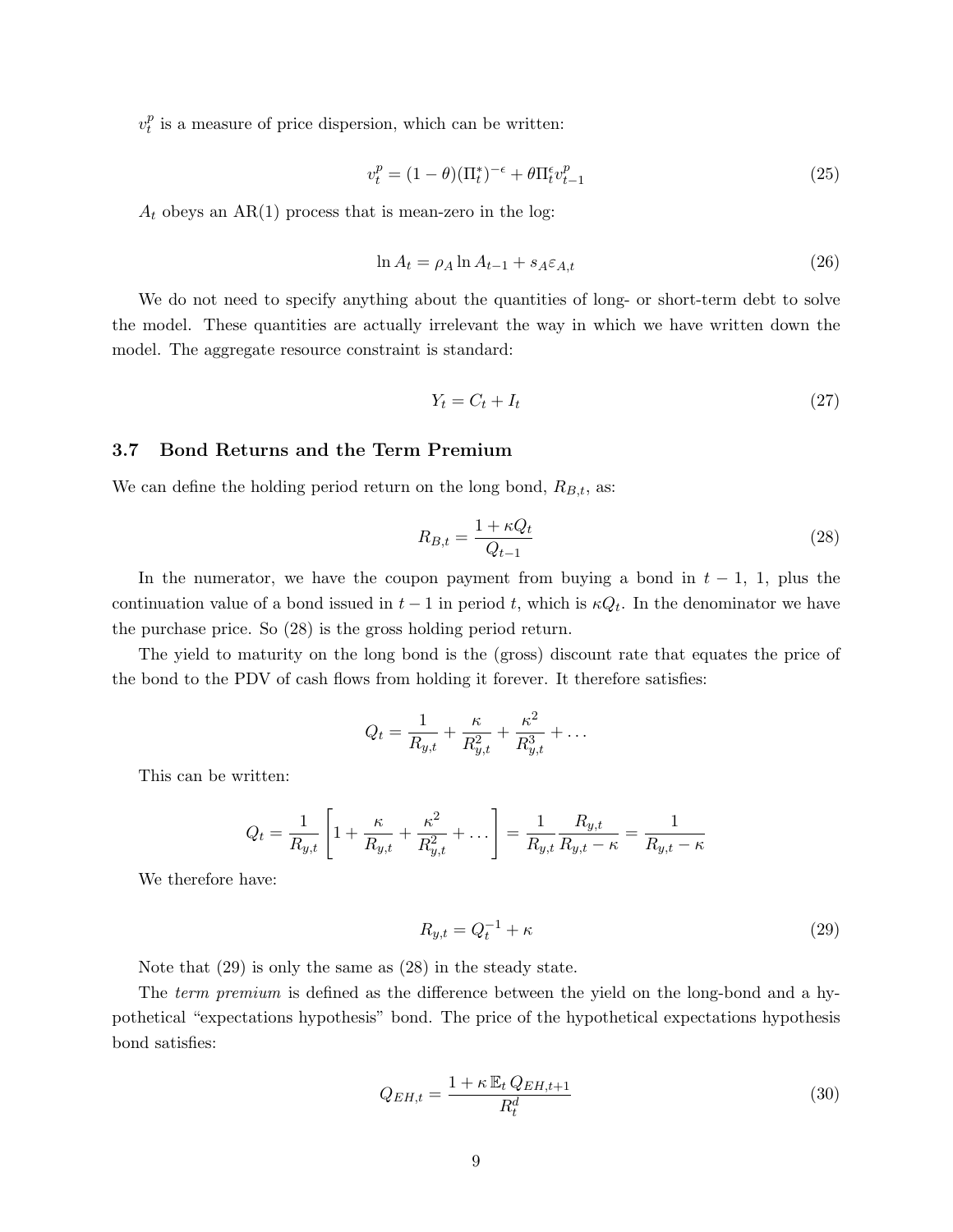$v_t^p$ is a measure of price dispersion, which can be written:

$$v_t^p = (1-\theta)(\Pi_t^*)^{-\epsilon} + \theta \Pi_t^{\epsilon} v_{t-1}^p \tag{25}$$

$A_t$ obeys an AR(1) process that is mean-zero in the log:

$$\ln A_t = \rho_A \ln A_{t-1} + s_A \varepsilon_{A,t} \tag{26}$$

We do not need to specify anything about the quantities of long- or short-term debt to solve the model. These quantities are actually irrelevant the way in which we have written down the model. The aggregate resource constraint is standard:

$$Y_t = C_t + I_t \tag{27}$$

### 3.7 Bond Returns and the Term Premium

We can define the holding period return on the long bond, $R_{B,t}$, as:

$$R_{B,t} = \frac{1 + \kappa Q_t}{Q_{t-1}} \tag{28}$$

In the numerator, we have the coupon payment from buying a bond in $t-1$, 1, plus the continuation value of a bond issued in $t-1$ in period $t$, which is $\kappa Q_t$. In the denominator we have the purchase price. So (28) is the gross holding period return.

The yield to maturity on the long bond is the (gross) discount rate that equates the price of the bond to the PDV of cash flows from holding it forever. It therefore satisfies:

$$Q_t = \frac{1}{R_{y,t}} + \frac{\kappa}{R_{y,t}^2} + \frac{\kappa^2}{R_{y,t}^3} + \dots$$

This can be written:

$$Q_t = \frac{1}{R_{y,t}} \left[ 1 + \frac{\kappa}{R_{y,t}} + \frac{\kappa^2}{R_{y,t}^2} + \dots \right] = \frac{1}{R_{y,t}} \frac{R_{y,t}}{R_{y,t} - \kappa} = \frac{1}{R_{y,t} - \kappa}$$

We therefore have:

$$R_{y,t} = Q_t^{-1} + \kappa \tag{29}$$

Note that (29) is only the same as (28) in the steady state.

The *term premium* is defined as the difference between the yield on the long-bond and a hypothetical "expectations hypothesis" bond. The price of the hypothetical expectations hypothesis bond satisfies:

$$Q_{EH,t} = \frac{1 + \kappa \, \mathbb{E}_t \, Q_{EH,t+1}}{R_t^d} \tag{30}$$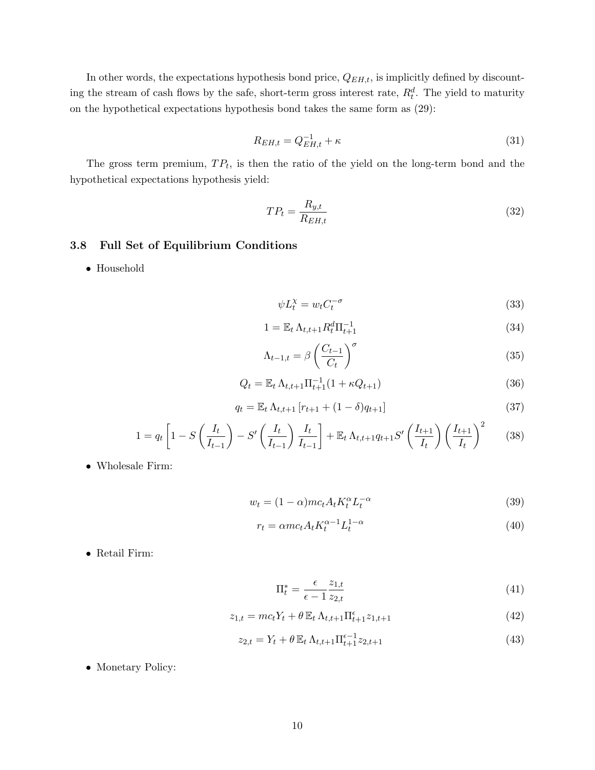In other words, the expectations hypothesis bond price, $Q_{EH,t}$, is implicitly defined by discounting the stream of cash flows by the safe, short-term gross interest rate, $R^d_t$. The yield to maturity on the hypothetical expectations hypothesis bond takes the same form as (29):

$$R_{EH,t} = Q_{EH,t}^{-1} + \kappa \tag{31}$$

The gross term premium, $TP_t$, is then the ratio of the yield on the long-term bond and the hypothetical expectations hypothesis yield:

$$TP_t = \frac{R_{y,t}}{R_{EH,t}} \tag{32}$$

### 3.8 Full Set of Equilibrium Conditions

- Household

$$\psi L_t^{\chi} = w_t C_t^{-\sigma} \tag{33}$$

$$1 = \mathbb{E}_t \, \Lambda_{t,t+1} R_t^d \Pi_{t+1}^{-1} \tag{34}$$

$$\Lambda_{t-1,t} = \beta \left( \frac{C_{t-1}}{C_t} \right)^{\sigma} \tag{35}$$

$$Q_t = \mathbb{E}_t \, \Lambda_{t,t+1} \Pi_{t+1}^{-1} (1 + \kappa Q_{t+1}) \tag{36}$$

$$q_t = \mathbb{E}_t \, \Lambda_{t,t+1} \left[ r_{t+1} + (1-\delta) q_{t+1} \right] \tag{37}$$

$$1 = q_t \left[ 1 - S\left( \frac{I_t}{I_{t-1}} \right) - S'\left( \frac{I_t}{I_{t-1}} \right) \frac{I_t}{I_{t-1}} \right] + \mathbb{E}_t \, \Lambda_{t,t+1} q_{t+1} S'\left( \frac{I_{t+1}}{I_t} \right) \left( \frac{I_{t+1}}{I_t} \right)^2 \tag{38}$$

- Wholesale Firm:

$$w_t = (1-\alpha) mc_t A_t K_t^{\alpha} L_t^{-\alpha} \tag{39}$$

$$r_t = \alpha mc_t A_t K_t^{\alpha - 1} L_t^{1-\alpha} \tag{40}$$

- Retail Firm:

$$\Pi_t^* = \frac{\epsilon}{\epsilon - 1} \frac{z_{1,t}}{z_{2,t}} \tag{41}$$

$$z_{1,t} = mc_t Y_t + \theta \, \mathbb{E}_t \, \Lambda_{t,t+1} \Pi_{t+1}^{\epsilon} z_{1,t+1} \tag{42}$$

$$z_{2,t} = Y_t + \theta \, \mathbb{E}_t \, \Lambda_{t,t+1} \Pi_{t+1}^{\epsilon - 1} z_{2,t+1} \tag{43}$$

- Monetary Policy: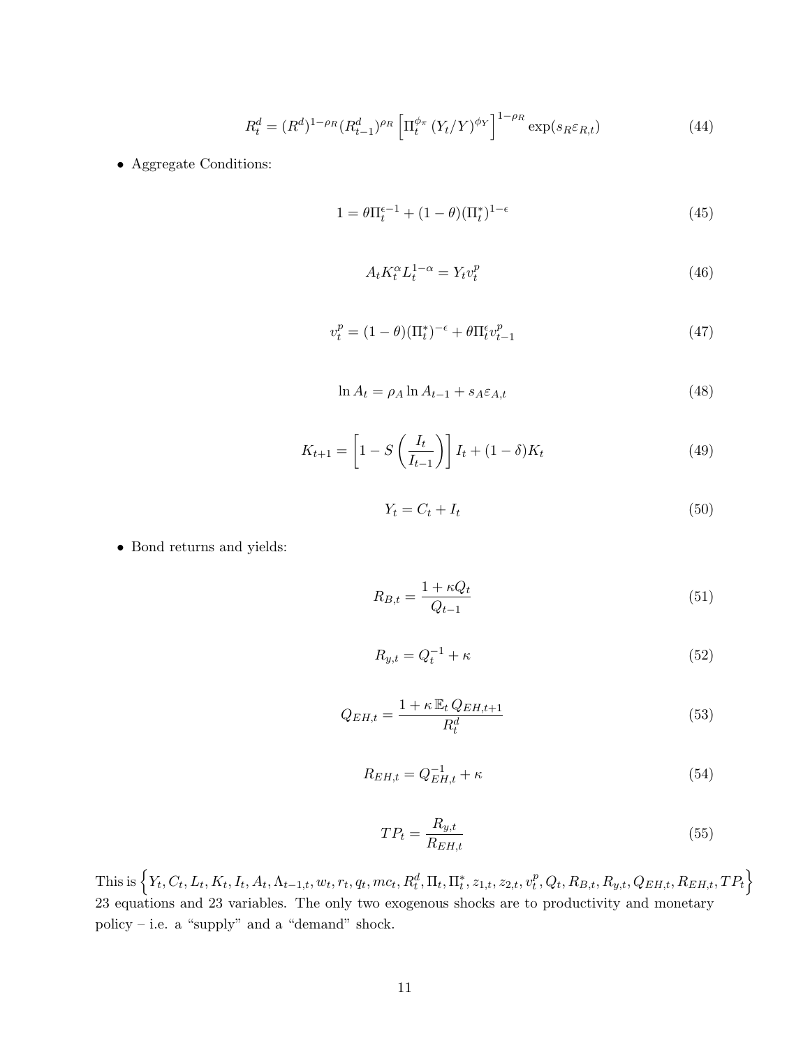$$R_t^d = (R^d)^{1-\rho_R}(R_{t-1}^d)^{\rho_R}\left[\Pi_t^{\phi_\pi}(Y_t/Y)^{\phi_Y}\right]^{1-\rho_R}\exp(s_R\varepsilon_{R,t}) \tag{44}$$

- Aggregate Conditions:

$$1 = \theta\Pi_t^{\epsilon-1} + (1-\theta)(\Pi_t^*)^{1-\epsilon} \tag{45}$$

$$A_t K_t^\alpha L_t^{1-\alpha} = Y_t v_t^p \tag{46}$$

$$v_t^p = (1-\theta)(\Pi_t^*)^{-\epsilon} + \theta\Pi_t^\epsilon v_{t-1}^p \tag{47}$$

$$\ln A_t = \rho_A \ln A_{t-1} + s_A\varepsilon_{A,t} \tag{48}$$

$$K_{t+1} = \left[1 - S\left(\frac{I_t}{I_{t-1}}\right)\right]I_t + (1-\delta)K_t \tag{49}$$

$$Y_t = C_t + I_t \tag{50}$$

- Bond returns and yields:

$$R_{B,t} = \frac{1+\kappa Q_t}{Q_{t-1}} \tag{51}$$

$$R_{y,t} = Q_t^{-1} + \kappa \tag{52}$$

$$Q_{EH,t} = \frac{1+\kappa\,\mathbb{E}_t\,Q_{EH,t+1}}{R_t^d} \tag{53}$$

$$R_{EH,t} = Q_{EH,t}^{-1} + \kappa \tag{54}$$

$$TP_t = \frac{R_{y,t}}{R_{EH,t}} \tag{55}$$

This is $\left\{Y_t, C_t, L_t, K_t, I_t, A_t, \Lambda_{t-1,t}, w_t, r_t, q_t, mc_t, R_t^d, \Pi_t, \Pi_t^*, z_{1,t}, z_{2,t}, v_t^p, Q_t, R_{B,t}, R_{y,t}, Q_{EH,t}, R_{EH,t}, TP_t\right\}$ 23 equations and 23 variables. The only two exogenous shocks are to productivity and monetary policy – i.e. a "supply" and a "demand" shock.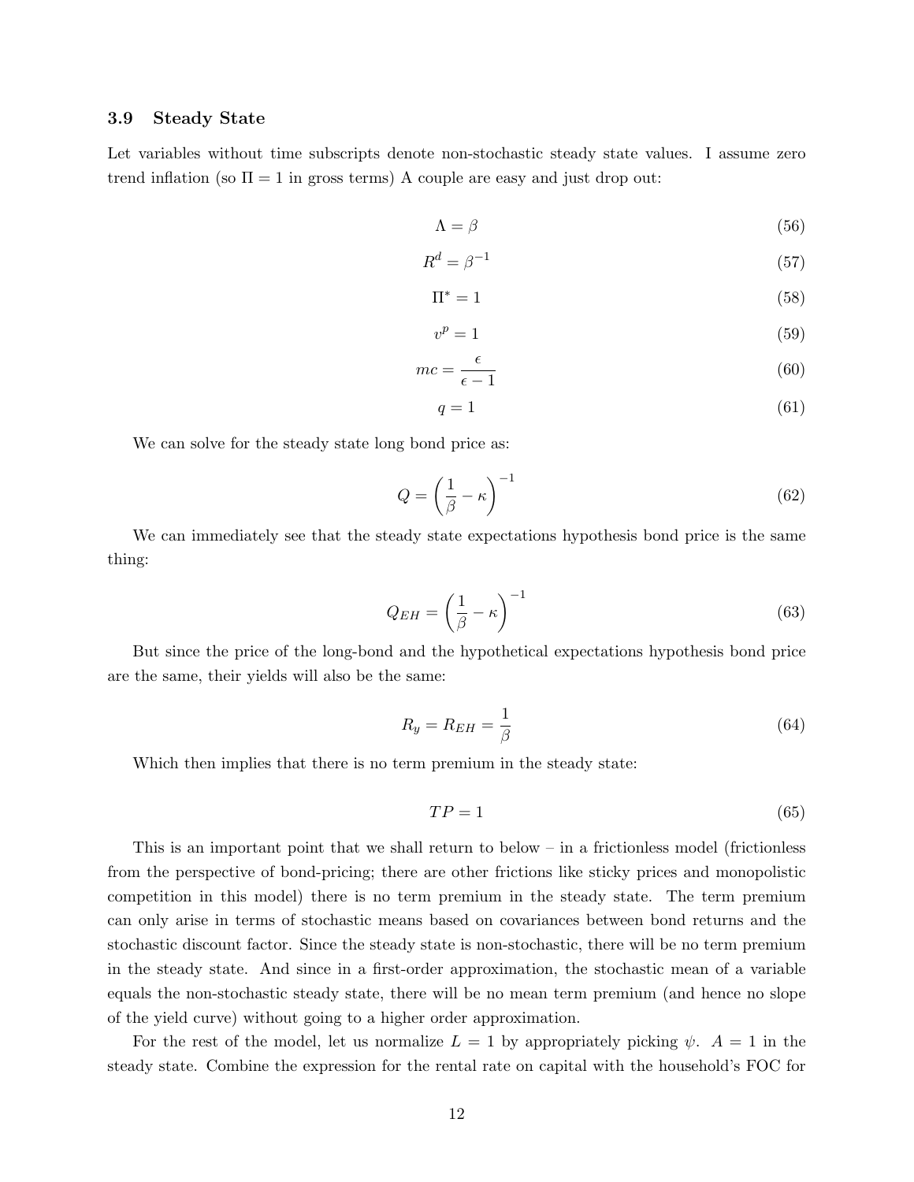### 3.9 Steady State

Let variables without time subscripts denote non-stochastic steady state values. I assume zero trend inflation (so $\Pi = 1$ in gross terms) A couple are easy and just drop out:

$$\Lambda = \beta \tag{56}$$

$$R^d = \beta^{-1} \tag{57}$$

$$\Pi^* = 1 \tag{58}$$

$$v^p = 1 \tag{59}$$

$$mc = \frac{\epsilon}{\epsilon - 1} \tag{60}$$

$$q = 1 \tag{61}$$

We can solve for the steady state long bond price as:

$$Q = \left(\frac{1}{\beta} - \kappa\right)^{-1} \tag{62}$$

We can immediately see that the steady state expectations hypothesis bond price is the same thing:

$$Q_{EH} = \left(\frac{1}{\beta} - \kappa\right)^{-1} \tag{63}$$

But since the price of the long-bond and the hypothetical expectations hypothesis bond price are the same, their yields will also be the same:

$$R_y = R_{EH} = \frac{1}{\beta} \tag{64}$$

Which then implies that there is no term premium in the steady state:

$$TP = 1 \tag{65}$$

This is an important point that we shall return to below – in a frictionless model (frictionless from the perspective of bond-pricing; there are other frictions like sticky prices and monopolistic competition in this model) there is no term premium in the steady state. The term premium can only arise in terms of stochastic means based on covariances between bond returns and the stochastic discount factor. Since the steady state is non-stochastic, there will be no term premium in the steady state. And since in a first-order approximation, the stochastic mean of a variable equals the non-stochastic steady state, there will be no mean term premium (and hence no slope of the yield curve) without going to a higher order approximation.

For the rest of the model, let us normalize $L = 1$ by appropriately picking $\psi$. $A = 1$ in the steady state. Combine the expression for the rental rate on capital with the household's FOC for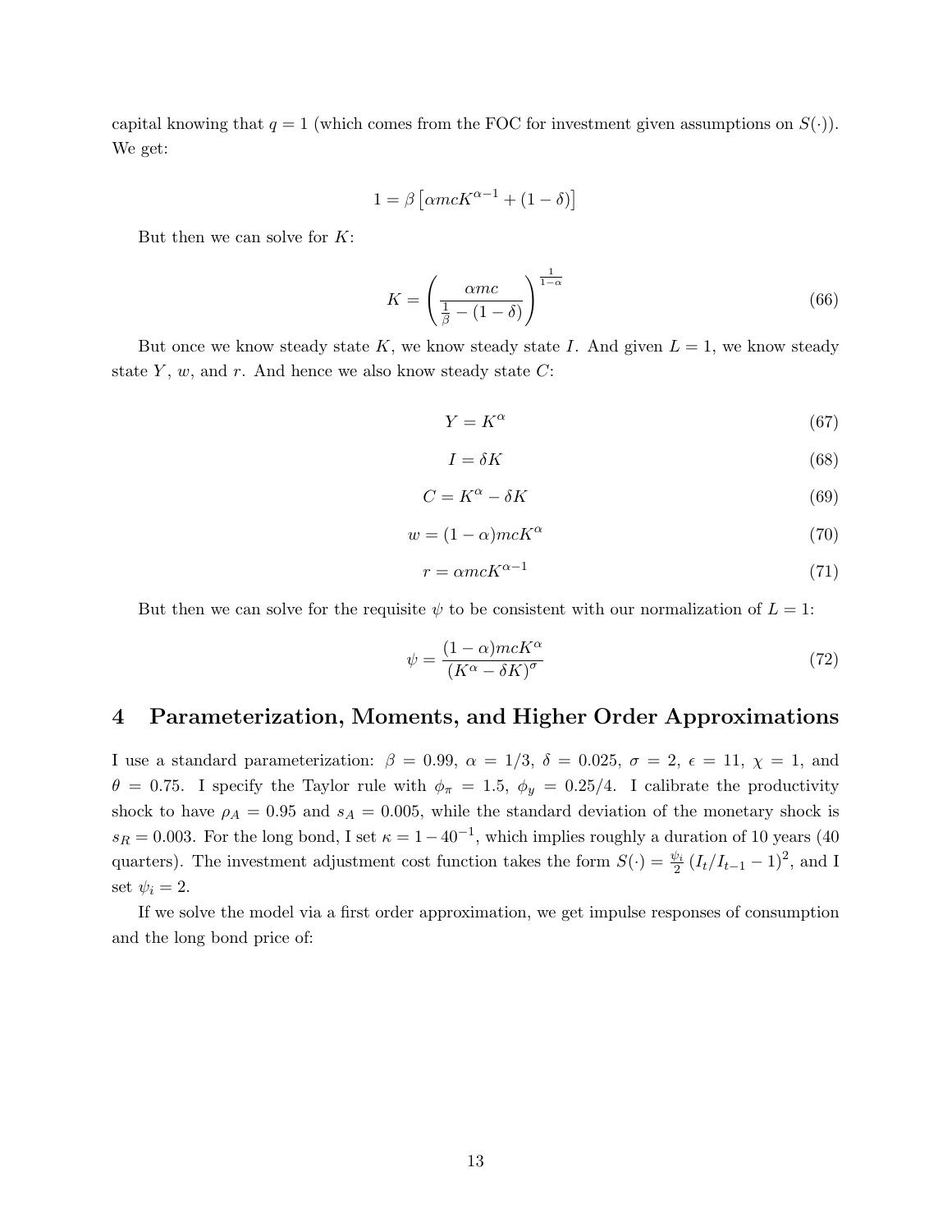capital knowing that $q = 1$ (which comes from the FOC for investment given assumptions on $S(\cdot)$). We get:

$$1 = \beta \left[ \alpha mc K^{\alpha - 1} + (1 - \delta) \right]$$

But then we can solve for $K$:

$$K = \left( \frac{\alpha mc}{\frac{1}{\beta} - (1 - \delta)} \right)^{\frac{1}{1-\alpha}} \tag{66}$$

But once we know steady state $K$, we know steady state $I$. And given $L = 1$, we know steady state $Y$, $w$, and $r$. And hence we also know steady state $C$:

$$Y = K^{\alpha} \tag{67}$$

$$I = \delta K \tag{68}$$

$$C = K^{\alpha} - \delta K \tag{69}$$

$$w = (1 - \alpha) mc K^{\alpha} \tag{70}$$

$$r = \alpha mc K^{\alpha - 1} \tag{71}$$

But then we can solve for the requisite $\psi$ to be consistent with our normalization of $L = 1$:

$$\psi = \frac{(1 - \alpha) mc K^{\alpha}}{(K^{\alpha} - \delta K)^{\sigma}} \tag{72}$$

# 4 Parameterization, Moments, and Higher Order Approximations

I use a standard parameterization: $\beta = 0.99$, $\alpha = 1/3$, $\delta = 0.025$, $\sigma = 2$, $\epsilon = 11$, $\chi = 1$, and $\theta = 0.75$. I specify the Taylor rule with $\phi_\pi = 1.5$, $\phi_y = 0.25/4$. I calibrate the productivity shock to have $\rho_A = 0.95$ and $s_A = 0.005$, while the standard deviation of the monetary shock is $s_R = 0.003$. For the long bond, I set $\kappa = 1 - 40^{-1}$, which implies roughly a duration of 10 years (40 quarters). The investment adjustment cost function takes the form $S(\cdot) = \frac{\psi_i}{2} \left( I_t / I_{t-1} - 1 \right)^2$, and I set $\psi_i = 2$.

If we solve the model via a first order approximation, we get impulse responses of consumption and the long bond price of: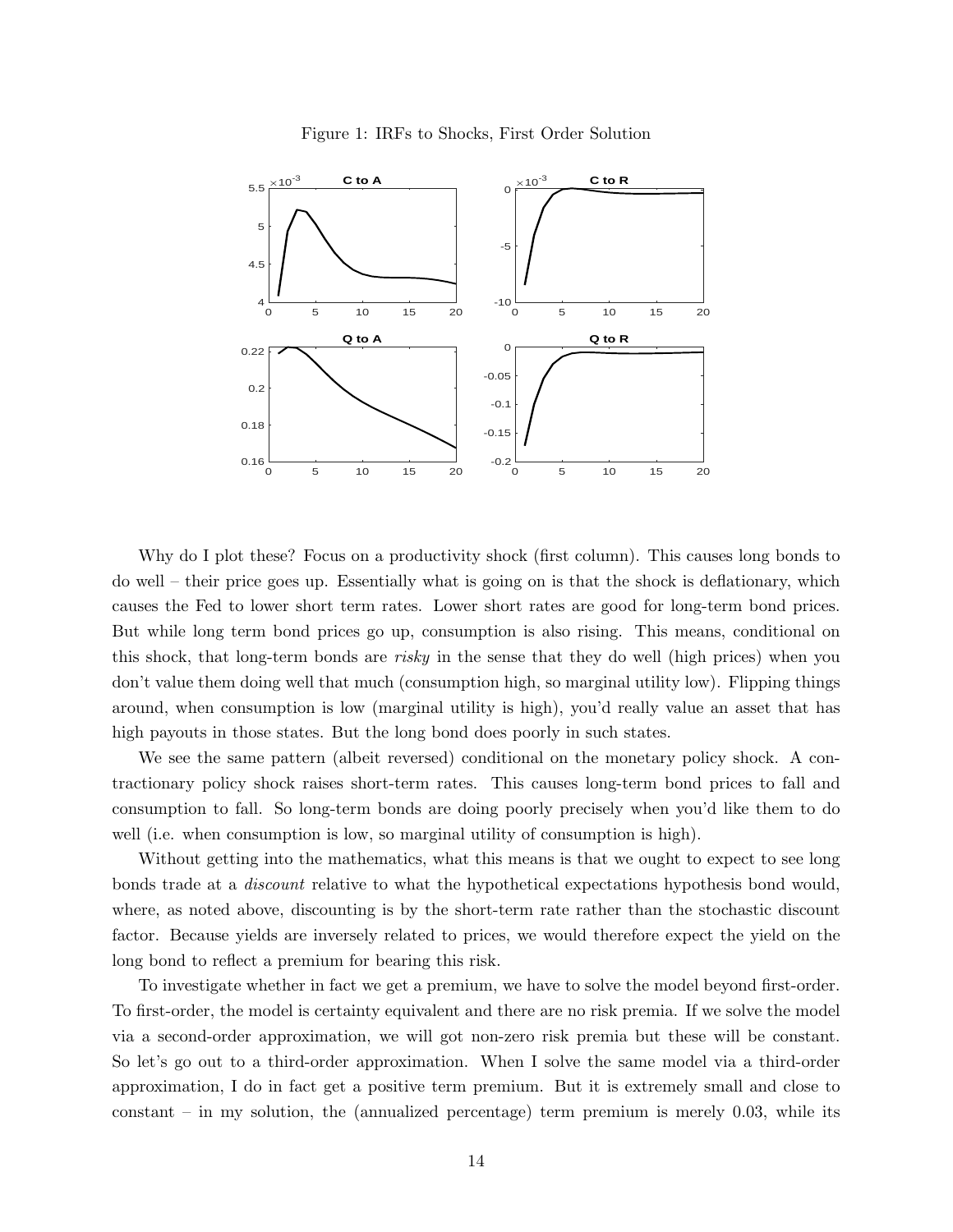Figure 1: IRFs to Shocks, First Order Solution

Why do I plot these? Focus on a productivity shock (first column). This causes long bonds to do well – their price goes up. Essentially what is going on is that the shock is deflationary, which causes the Fed to lower short term rates. Lower short rates are good for long-term bond prices. But while long term bond prices go up, consumption is also rising. This means, conditional on this shock, that long-term bonds are *risky* in the sense that they do well (high prices) when you don't value them doing well that much (consumption high, so marginal utility low). Flipping things around, when consumption is low (marginal utility is high), you'd really value an asset that has high payouts in those states. But the long bond does poorly in such states.

We see the same pattern (albeit reversed) conditional on the monetary policy shock. A contractionary policy shock raises short-term rates. This causes long-term bond prices to fall and consumption to fall. So long-term bonds are doing poorly precisely when you'd like them to do well (i.e. when consumption is low, so marginal utility of consumption is high).

Without getting into the mathematics, what this means is that we ought to expect to see long bonds trade at a *discount* relative to what the hypothetical expectations hypothesis bond would, where, as noted above, discounting is by the short-term rate rather than the stochastic discount factor. Because yields are inversely related to prices, we would therefore expect the yield on the long bond to reflect a premium for bearing this risk.

To investigate whether in fact we get a premium, we have to solve the model beyond first-order. To first-order, the model is certainty equivalent and there are no risk premia. If we solve the model via a second-order approximation, we will got non-zero risk premia but these will be constant. So let's go out to a third-order approximation. When I solve the same model via a third-order approximation, I do in fact get a positive term premium. But it is extremely small and close to constant – in my solution, the (annualized percentage) term premium is merely 0.03, while its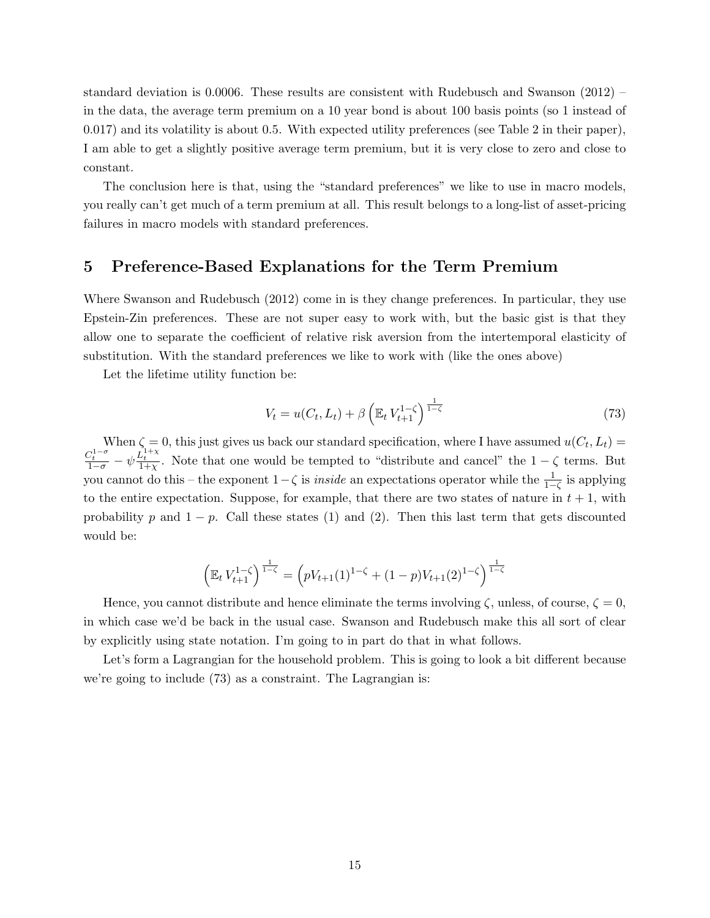standard deviation is 0.0006. These results are consistent with Rudebusch and Swanson (2012) – in the data, the average term premium on a 10 year bond is about 100 basis points (so 1 instead of 0.017) and its volatility is about 0.5. With expected utility preferences (see Table 2 in their paper), I am able to get a slightly positive average term premium, but it is very close to zero and close to constant.

The conclusion here is that, using the "standard preferences" we like to use in macro models, you really can't get much of a term premium at all. This result belongs to a long-list of asset-pricing failures in macro models with standard preferences.

## 5 Preference-Based Explanations for the Term Premium

Where Swanson and Rudebusch (2012) come in is they change preferences. In particular, they use Epstein-Zin preferences. These are not super easy to work with, but the basic gist is that they allow one to separate the coefficient of relative risk aversion from the intertemporal elasticity of substitution. With the standard preferences we like to work with (like the ones above)

Let the lifetime utility function be:

$$V_t = u(C_t, L_t) + \beta \left( \mathbb{E}_t \, V_{t+1}^{1-\zeta} \right)^{\frac{1}{1-\zeta}} \tag{73}$$

When $\zeta = 0$, this just gives us back our standard specification, where I have assumed $u(C_t, L_t) = \frac{C_t^{1-\sigma}}{1-\sigma} - \psi \frac{L_t^{1+\chi}}{1+\chi}$. Note that one would be tempted to "distribute and cancel" the $1-\zeta$ terms. But you cannot do this – the exponent $1-\zeta$ is *inside* an expectations operator while the $\frac{1}{1-\zeta}$ is applying to the entire expectation. Suppose, for example, that there are two states of nature in $t+1$, with probability $p$ and $1-p$. Call these states (1) and (2). Then this last term that gets discounted would be:

$$\left( \mathbb{E}_t \, V_{t+1}^{1-\zeta} \right)^{\frac{1}{1-\zeta}} = \left( p V_{t+1}(1)^{1-\zeta} + (1-p) V_{t+1}(2)^{1-\zeta} \right)^{\frac{1}{1-\zeta}}$$

Hence, you cannot distribute and hence eliminate the terms involving $\zeta$, unless, of course, $\zeta = 0$, in which case we'd be back in the usual case. Swanson and Rudebusch make this all sort of clear by explicitly using state notation. I'm going to in part do that in what follows.

Let's form a Lagrangian for the household problem. This is going to look a bit different because we're going to include (73) as a constraint. The Lagrangian is: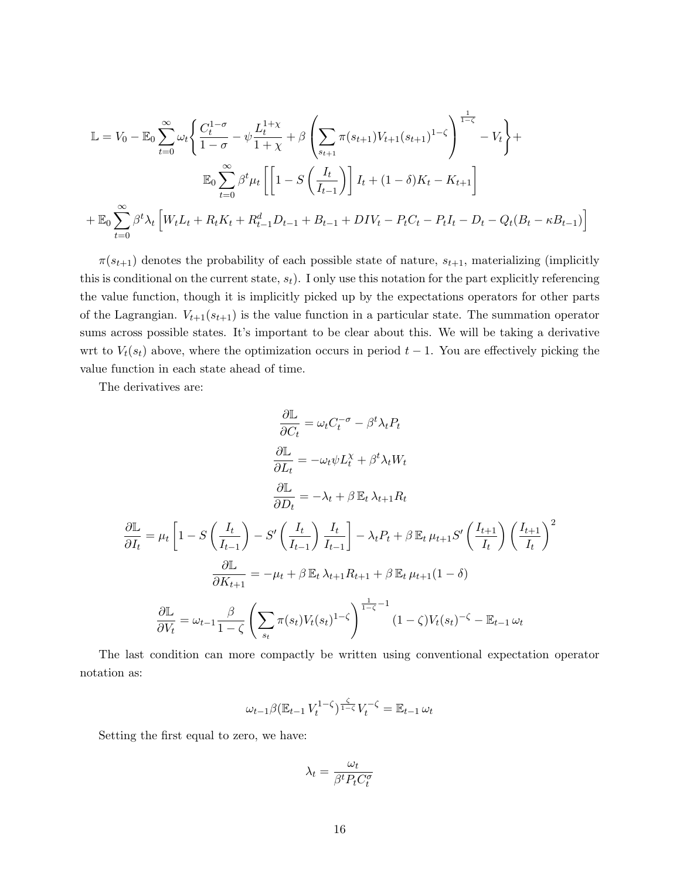$$
\mathbb{L} = V_0 - \mathbb{E}_0 \sum_{t=0}^{\infty} \omega_t \Bigg\{ \frac{C_t^{1-\sigma}}{1-\sigma} - \psi \frac{L_t^{1+\chi}}{1+\chi} + \beta \left( \sum_{s_{t+1}} \pi(s_{t+1}) V_{t+1}(s_{t+1})^{1-\zeta} \right)^{\frac{1}{1-\zeta}} - V_t \Bigg\} +
$$

$$
\mathbb{E}_0 \sum_{t=0}^{\infty} \beta^t \mu_t \left[ \left[ 1 - S\left( \frac{I_t}{I_{t-1}} \right) \right] I_t + (1-\delta) K_t - K_{t+1} \right]
$$

$$
+ \mathbb{E}_0 \sum_{t=0}^{\infty} \beta^t \lambda_t \Big[ W_t L_t + R_t K_t + R_{t-1}^d D_{t-1} + B_{t-1} + DIV_t - P_t C_t - P_t I_t - D_t - Q_t (B_t - \kappa B_{t-1}) \Big]
$$

$\pi(s_{t+1})$ denotes the probability of each possible state of nature, $s_{t+1}$, materializing (implicitly this is conditional on the current state, $s_t$). I only use this notation for the part explicitly referencing the value function, though it is implicitly picked up by the expectations operators for other parts of the Lagrangian. $V_{t+1}(s_{t+1})$ is the value function in a particular state. The summation operator sums across possible states. It's important to be clear about this. We will be taking a derivative wrt to $V_t(s_t)$ above, where the optimization occurs in period $t-1$. You are effectively picking the value function in each state ahead of time.

The derivatives are:

$$
\frac{\partial \mathbb{L}}{\partial C_t} = \omega_t C_t^{-\sigma} - \beta^t \lambda_t P_t
$$

$$
\frac{\partial \mathbb{L}}{\partial L_t} = -\omega_t \psi L_t^{\chi} + \beta^t \lambda_t W_t
$$

$$
\frac{\partial \mathbb{L}}{\partial D_t} = -\lambda_t + \beta \, \mathbb{E}_t \, \lambda_{t+1} R_t
$$

$$
\frac{\partial \mathbb{L}}{\partial I_t} = \mu_t \left[ 1 - S\left( \frac{I_t}{I_{t-1}} \right) - S'\left( \frac{I_t}{I_{t-1}} \right) \frac{I_t}{I_{t-1}} \right] - \lambda_t P_t + \beta \, \mathbb{E}_t \, \mu_{t+1} S'\left( \frac{I_{t+1}}{I_t} \right) \left( \frac{I_{t+1}}{I_t} \right)^2
$$

$$
\frac{\partial \mathbb{L}}{\partial K_{t+1}} = -\mu_t + \beta \, \mathbb{E}_t \, \lambda_{t+1} R_{t+1} + \beta \, \mathbb{E}_t \, \mu_{t+1} (1-\delta)
$$

$$
\frac{\partial \mathbb{L}}{\partial V_t} = \omega_{t-1} \frac{\beta}{1-\zeta} \left( \sum_{s_t} \pi(s_t) V_t(s_t)^{1-\zeta} \right)^{\frac{1}{1-\zeta}-1} (1-\zeta) V_t(s_t)^{-\zeta} - \mathbb{E}_{t-1} \, \omega_t
$$

The last condition can more compactly be written using conventional expectation operator notation as:

$$
\omega_{t-1} \beta (\mathbb{E}_{t-1} \, V_t^{1-\zeta})^{\frac{\zeta}{1-\zeta}} V_t^{-\zeta} = \mathbb{E}_{t-1} \, \omega_t
$$

Setting the first equal to zero, we have:

$$
\lambda_t = \frac{\omega_t}{\beta^t P_t C_t^{\sigma}}
$$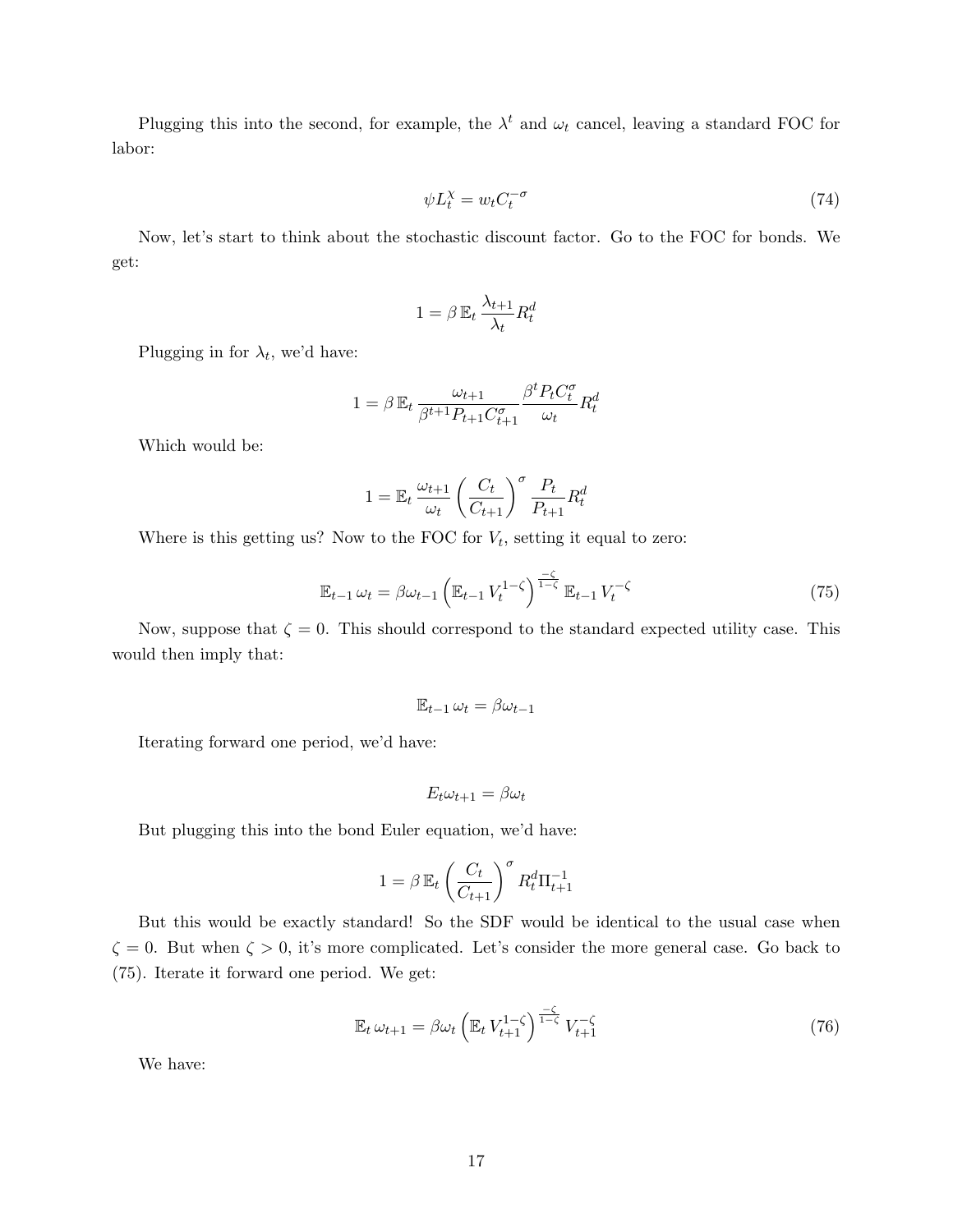Plugging this into the second, for example, the $\lambda^t$ and $\omega_t$ cancel, leaving a standard FOC for labor:

$$\psi L_t^{\chi} = w_t C_t^{-\sigma} \tag{74}$$

Now, let's start to think about the stochastic discount factor. Go to the FOC for bonds. We get:

$$1 = \beta \, \mathbb{E}_t \, \frac{\lambda_{t+1}}{\lambda_t} R_t^d$$

Plugging in for $\lambda_t$, we'd have:

$$1 = \beta \, \mathbb{E}_t \, \frac{\omega_{t+1}}{\beta^{t+1} P_{t+1} C_{t+1}^{\sigma}} \frac{\beta^t P_t C_t^{\sigma}}{\omega_t} R_t^d$$

Which would be:

$$1 = \mathbb{E}_t \, \frac{\omega_{t+1}}{\omega_t} \left( \frac{C_t}{C_{t+1}} \right)^{\sigma} \frac{P_t}{P_{t+1}} R_t^d$$

Where is this getting us? Now to the FOC for $V_t$, setting it equal to zero:

$$\mathbb{E}_{t-1} \, \omega_t = \beta \omega_{t-1} \left( \mathbb{E}_{t-1} \, V_t^{1-\zeta} \right)^{\frac{-\zeta}{1-\zeta}} \mathbb{E}_{t-1} \, V_t^{-\zeta} \tag{75}$$

Now, suppose that $\zeta = 0$. This should correspond to the standard expected utility case. This would then imply that:

$$\mathbb{E}_{t-1} \, \omega_t = \beta \omega_{t-1}$$

Iterating forward one period, we'd have:

$$E_t \omega_{t+1} = \beta \omega_t$$

But plugging this into the bond Euler equation, we'd have:

$$1 = \beta \, \mathbb{E}_t \left( \frac{C_t}{C_{t+1}} \right)^{\sigma} R_t^d \Pi_{t+1}^{-1}$$

But this would be exactly standard! So the SDF would be identical to the usual case when $\zeta = 0$. But when $\zeta > 0$, it's more complicated. Let's consider the more general case. Go back to (75). Iterate it forward one period. We get:

$$\mathbb{E}_t \, \omega_{t+1} = \beta \omega_t \left( \mathbb{E}_t \, V_{t+1}^{1-\zeta} \right)^{\frac{-\zeta}{1-\zeta}} V_{t+1}^{-\zeta} \tag{76}$$

We have: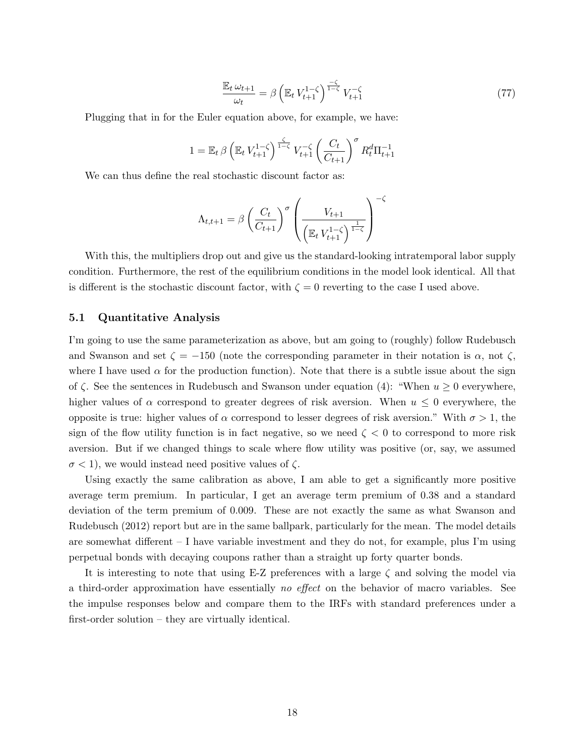$$\frac{\mathbb{E}_t\, \omega_{t+1}}{\omega_t} = \beta \left( \mathbb{E}_t\, V_{t+1}^{1-\zeta} \right)^{\frac{-\zeta}{1-\zeta}} V_{t+1}^{-\zeta} \tag{77}$$

Plugging that in for the Euler equation above, for example, we have:

$$1 = \mathbb{E}_t\, \beta \left( \mathbb{E}_t\, V_{t+1}^{1-\zeta} \right)^{\frac{\zeta}{1-\zeta}} V_{t+1}^{-\zeta} \left( \frac{C_t}{C_{t+1}} \right)^{\sigma} R_t^d \Pi_{t+1}^{-1}$$

We can thus define the real stochastic discount factor as:

$$\Lambda_{t,t+1} = \beta \left( \frac{C_t}{C_{t+1}} \right)^{\sigma} \left( \frac{V_{t+1}}{\left( \mathbb{E}_t\, V_{t+1}^{1-\zeta} \right)^{\frac{1}{1-\zeta}}} \right)^{-\zeta}$$

With this, the multipliers drop out and give us the standard-looking intratemporal labor supply condition. Furthermore, the rest of the equilibrium conditions in the model look identical. All that is different is the stochastic discount factor, with $\zeta = 0$ reverting to the case I used above.

### 5.1 Quantitative Analysis

I'm going to use the same parameterization as above, but am going to (roughly) follow Rudebusch and Swanson and set $\zeta = -150$ (note the corresponding parameter in their notation is $\alpha$, not $\zeta$, where I have used $\alpha$ for the production function). Note that there is a subtle issue about the sign of $\zeta$. See the sentences in Rudebusch and Swanson under equation (4): "When $u \geq 0$ everywhere, higher values of $\alpha$ correspond to greater degrees of risk aversion. When $u \leq 0$ everywhere, the opposite is true: higher values of $\alpha$ correspond to lesser degrees of risk aversion." With $\sigma > 1$, the sign of the flow utility function is in fact negative, so we need $\zeta < 0$ to correspond to more risk aversion. But if we changed things to scale where flow utility was positive (or, say, we assumed $\sigma < 1$), we would instead need positive values of $\zeta$.

Using exactly the same calibration as above, I am able to get a significantly more positive average term premium. In particular, I get an average term premium of 0.38 and a standard deviation of the term premium of 0.009. These are not exactly the same as what Swanson and Rudebusch (2012) report but are in the same ballpark, particularly for the mean. The model details are somewhat different – I have variable investment and they do not, for example, plus I'm using perpetual bonds with decaying coupons rather than a straight up forty quarter bonds.

It is interesting to note that using E-Z preferences with a large $\zeta$ and solving the model via a third-order approximation have essentially *no effect* on the behavior of macro variables. See the impulse responses below and compare them to the IRFs with standard preferences under a first-order solution – they are virtually identical.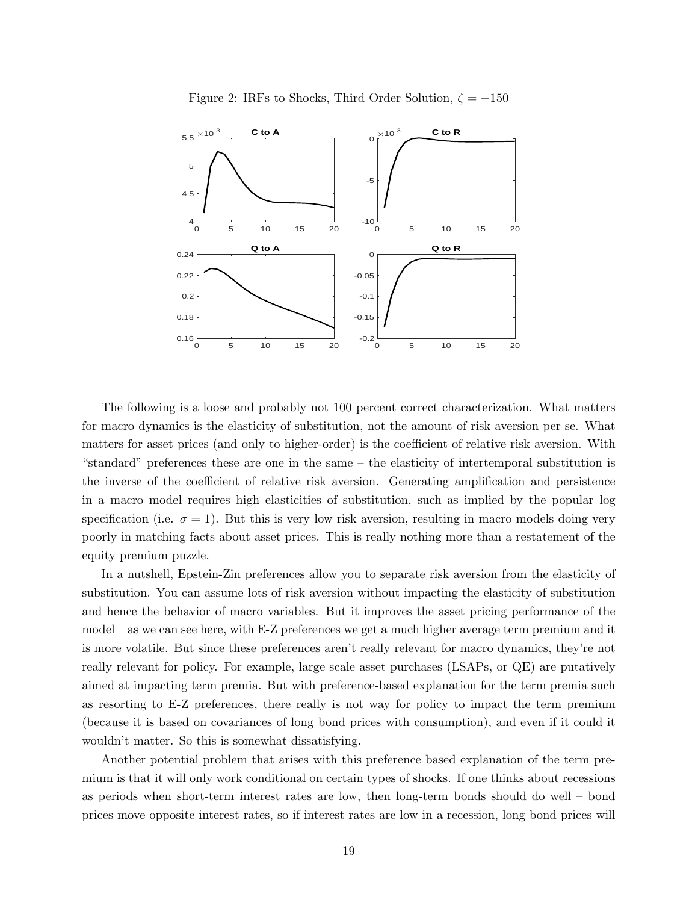Figure 2: IRFs to Shocks, Third Order Solution, $\zeta = -150$

The following is a loose and probably not 100 percent correct characterization. What matters for macro dynamics is the elasticity of substitution, not the amount of risk aversion per se. What matters for asset prices (and only to higher-order) is the coefficient of relative risk aversion. With "standard" preferences these are one in the same – the elasticity of intertemporal substitution is the inverse of the coefficient of relative risk aversion. Generating amplification and persistence in a macro model requires high elasticities of substitution, such as implied by the popular log specification (i.e. $\sigma = 1$). But this is very low risk aversion, resulting in macro models doing very poorly in matching facts about asset prices. This is really nothing more than a restatement of the equity premium puzzle.

In a nutshell, Epstein-Zin preferences allow you to separate risk aversion from the elasticity of substitution. You can assume lots of risk aversion without impacting the elasticity of substitution and hence the behavior of macro variables. But it improves the asset pricing performance of the model – as we can see here, with E-Z preferences we get a much higher average term premium and it is more volatile. But since these preferences aren't really relevant for macro dynamics, they're not really relevant for policy. For example, large scale asset purchases (LSAPs, or QE) are putatively aimed at impacting term premia. But with preference-based explanation for the term premia such as resorting to E-Z preferences, there really is not way for policy to impact the term premium (because it is based on covariances of long bond prices with consumption), and even if it could it wouldn't matter. So this is somewhat dissatisfying.

Another potential problem that arises with this preference based explanation of the term premium is that it will only work conditional on certain types of shocks. If one thinks about recessions as periods when short-term interest rates are low, then long-term bonds should do well – bond prices move opposite interest rates, so if interest rates are low in a recession, long bond prices will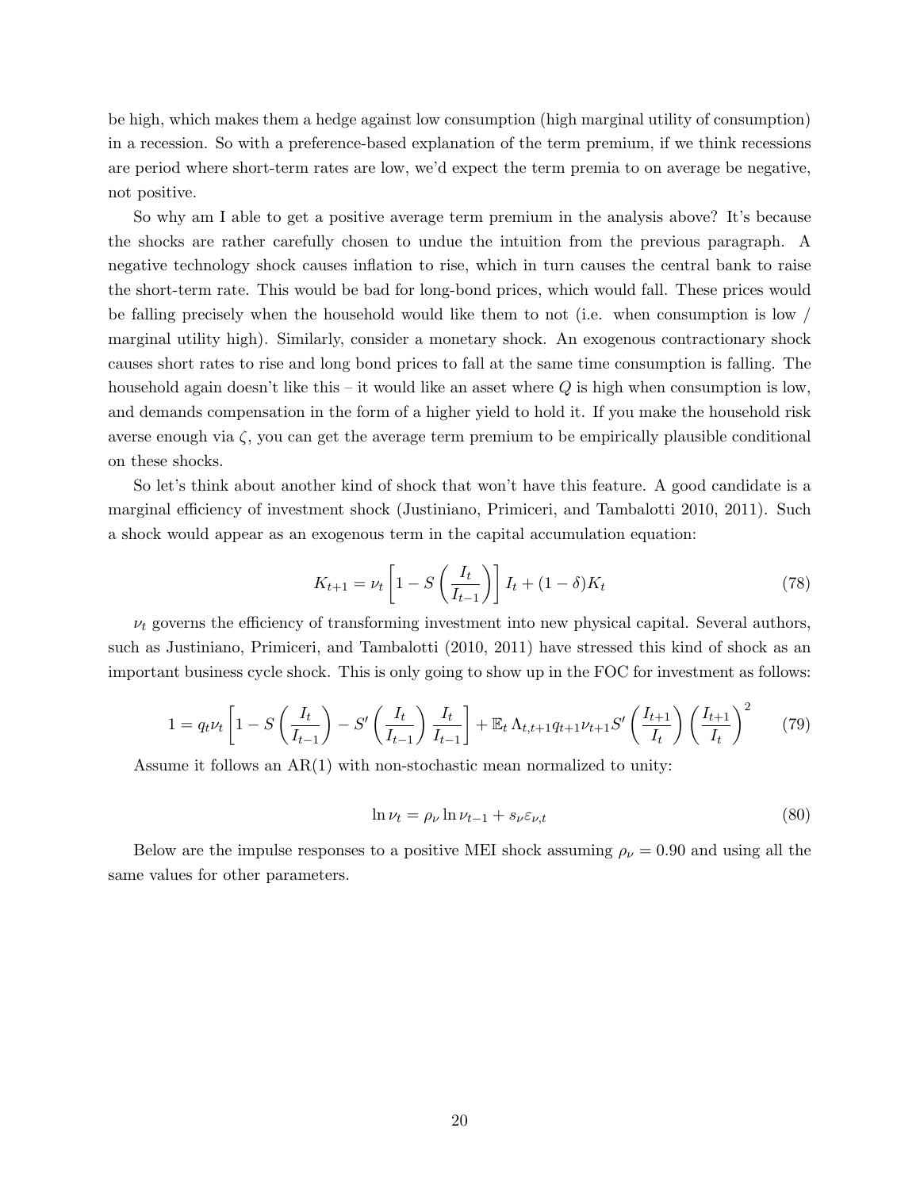be high, which makes them a hedge against low consumption (high marginal utility of consumption) in a recession. So with a preference-based explanation of the term premium, if we think recessions are period where short-term rates are low, we'd expect the term premia to on average be negative, not positive.

So why am I able to get a positive average term premium in the analysis above? It's because the shocks are rather carefully chosen to undue the intuition from the previous paragraph. A negative technology shock causes inflation to rise, which in turn causes the central bank to raise the short-term rate. This would be bad for long-bond prices, which would fall. These prices would be falling precisely when the household would like them to not (i.e. when consumption is low / marginal utility high). Similarly, consider a monetary shock. An exogenous contractionary shock causes short rates to rise and long bond prices to fall at the same time consumption is falling. The household again doesn't like this – it would like an asset where $Q$ is high when consumption is low, and demands compensation in the form of a higher yield to hold it. If you make the household risk averse enough via $\zeta$, you can get the average term premium to be empirically plausible conditional on these shocks.

So let's think about another kind of shock that won't have this feature. A good candidate is a marginal efficiency of investment shock (Justiniano, Primiceri, and Tambalotti 2010, 2011). Such a shock would appear as an exogenous term in the capital accumulation equation:

$$K_{t+1} = \nu_t \left[ 1 - S\left( \frac{I_t}{I_{t-1}} \right) \right] I_t + (1-\delta) K_t \tag{78}$$

$\nu_t$ governs the efficiency of transforming investment into new physical capital. Several authors, such as Justiniano, Primiceri, and Tambalotti (2010, 2011) have stressed this kind of shock as an important business cycle shock. This is only going to show up in the FOC for investment as follows:

$$1 = q_t \nu_t \left[ 1 - S\left( \frac{I_t}{I_{t-1}} \right) - S'\left( \frac{I_t}{I_{t-1}} \right) \frac{I_t}{I_{t-1}} \right] + \mathbb{E}_t \Lambda_{t,t+1} q_{t+1} \nu_{t+1} S'\left( \frac{I_{t+1}}{I_t} \right) \left( \frac{I_{t+1}}{I_t} \right)^2 \tag{79}$$

Assume it follows an AR(1) with non-stochastic mean normalized to unity:

$$\ln \nu_t = \rho_\nu \ln \nu_{t-1} + s_\nu \varepsilon_{\nu,t} \tag{80}$$

Below are the impulse responses to a positive MEI shock assuming $\rho_\nu = 0.90$ and using all the same values for other parameters.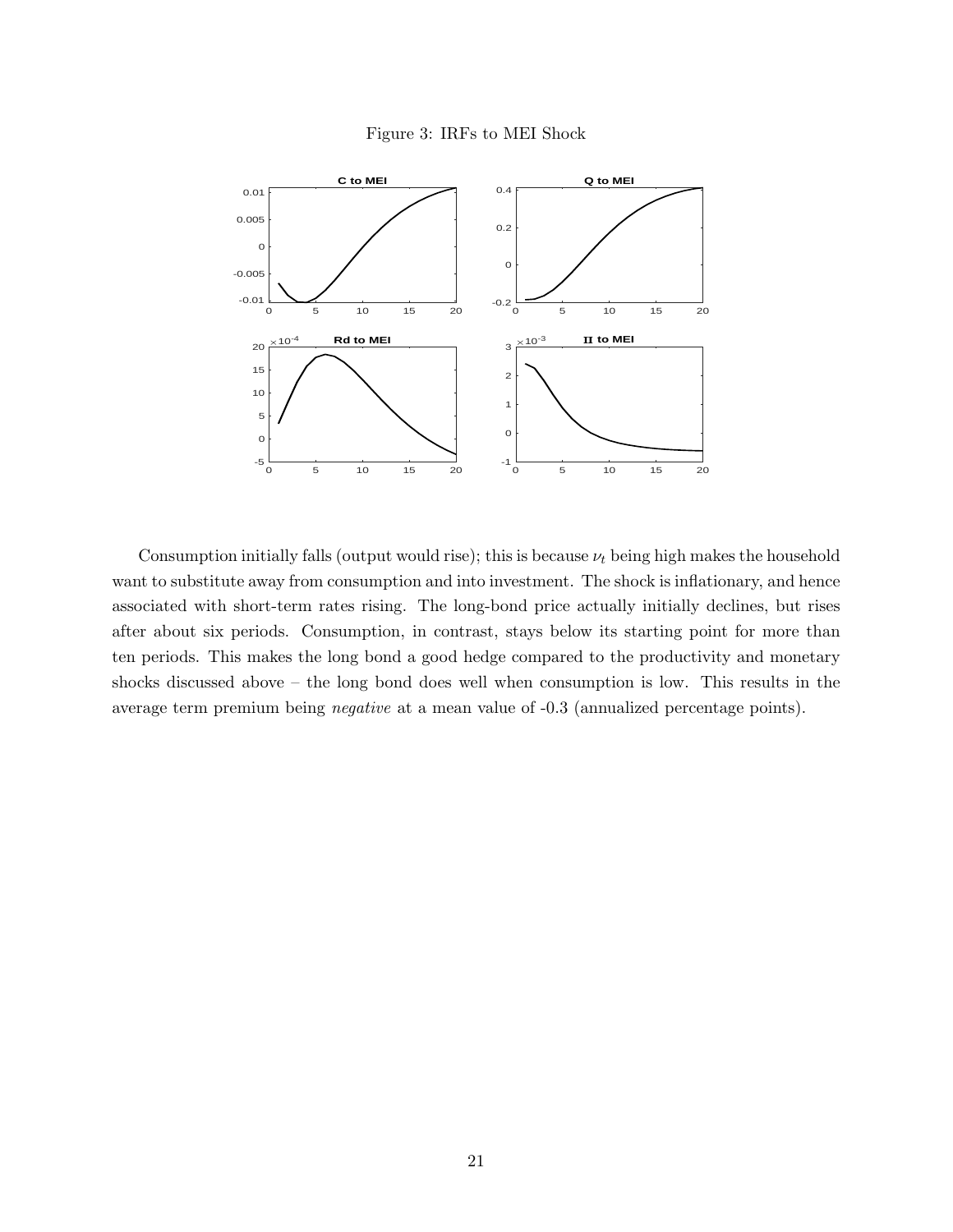Figure 3: IRFs to MEI Shock

C to MEI

0.01
0.005
0
-0.005
-0.01
0 5 10 15 20

Q to MEI

0.4
0.2
0
-0.2
0 5 10 15 20

Rd to MEI

×10^-4
20
15
10
5
0
-5
0 5 10 15 20

Π to MEI

×10^-3
3
2
1
0
-1
0 5 10 15 20

Consumption initially falls (output would rise); this is because $\nu_t$ being high makes the household want to substitute away from consumption and into investment. The shock is inflationary, and hence associated with short-term rates rising. The long-bond price actually initially declines, but rises after about six periods. Consumption, in contrast, stays below its starting point for more than ten periods. This makes the long bond a good hedge compared to the productivity and monetary shocks discussed above – the long bond does well when consumption is low. This results in the average term premium being *negative* at a mean value of -0.3 (annualized percentage points).